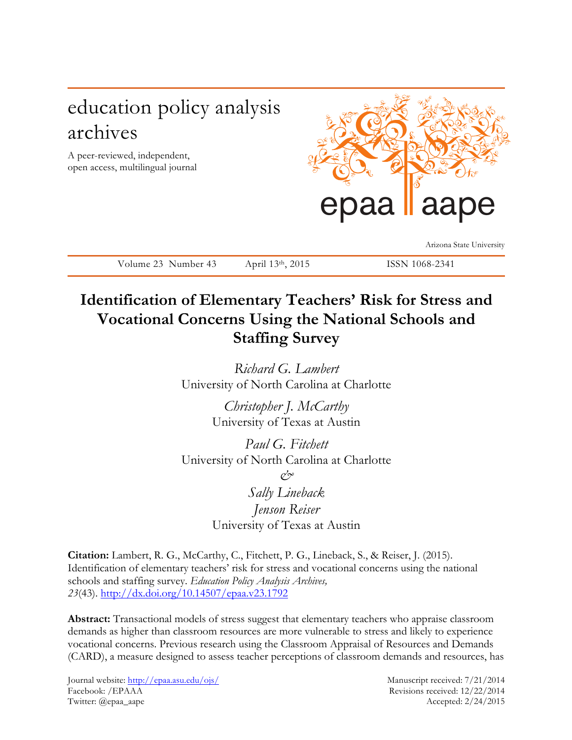education policy analysis archives

A peer-reviewed, independent, open access, multilingual journal

epaa aape

Arizona State University

Volume 23 Number 43 April 13th, 2015 ISSN 1068-2341

# Identification of Elementary Teachers' Risk for Stress and Vocational Concerns Using the National Schools and Staffing Survey

*Richard G. Lambert*
University of North Carolina at Charlotte

*Christopher J. McCarthy*
University of Texas at Austin

*Paul G. Fitchett*
University of North Carolina at Charlotte

*&*

*Sally Lineback*
*Jenson Reiser*
University of Texas at Austin

**Citation:** Lambert, R. G., McCarthy, C., Fitchett, P. G., Lineback, S., & Reiser, J. (2015). Identification of elementary teachers' risk for stress and vocational concerns using the national schools and staffing survey. *Education Policy Analysis Archives, 23*(43). http://dx.doi.org/10.14507/epaa.v23.1792

**Abstract:** Transactional models of stress suggest that elementary teachers who appraise classroom demands as higher than classroom resources are more vulnerable to stress and likely to experience vocational concerns. Previous research using the Classroom Appraisal of Resources and Demands (CARD), a measure designed to assess teacher perceptions of classroom demands and resources, has

Journal website: http://epaa.asu.edu/ojs/
Facebook: /EPAAA
Twitter: @epaa_aape

Manuscript received: 7/21/2014
Revisions received: 12/22/2014
Accepted: 2/24/2015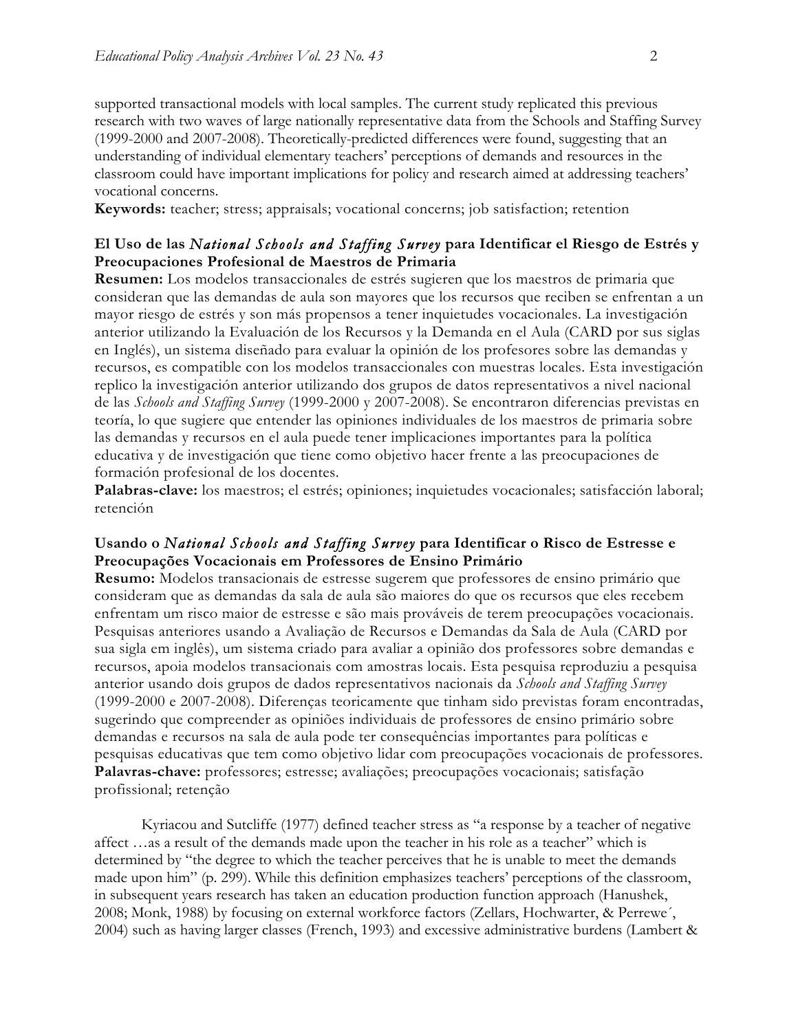supported transactional models with local samples. The current study replicated this previous research with two waves of large nationally representative data from the Schools and Staffing Survey (1999-2000 and 2007-2008). Theoretically-predicted differences were found, suggesting that an understanding of individual elementary teachers' perceptions of demands and resources in the classroom could have important implications for policy and research aimed at addressing teachers' vocational concerns.

**Keywords:** teacher; stress; appraisals; vocational concerns; job satisfaction; retention

## El Uso de las *National Schools and Staffing Survey* para Identificar el Riesgo de Estrés y Preocupaciones Profesional de Maestros de Primaria

**Resumen:** Los modelos transaccionales de estrés sugieren que los maestros de primaria que consideran que las demandas de aula son mayores que los recursos que reciben se enfrentan a un mayor riesgo de estrés y son más propensos a tener inquietudes vocacionales. La investigación anterior utilizando la Evaluación de los Recursos y la Demanda en el Aula (CARD por sus siglas en Inglés), un sistema diseñado para evaluar la opinión de los profesores sobre las demandas y recursos, es compatible con los modelos transaccionales con muestras locales. Esta investigación replico la investigación anterior utilizando dos grupos de datos representativos a nivel nacional de las *Schools and Staffing Survey* (1999-2000 y 2007-2008). Se encontraron diferencias previstas en teoría, lo que sugiere que entender las opiniones individuales de los maestros de primaria sobre las demandas y recursos en el aula puede tener implicaciones importantes para la política educativa y de investigación que tiene como objetivo hacer frente a las preocupaciones de formación profesional de los docentes.

**Palabras-clave:** los maestros; el estrés; opiniones; inquietudes vocacionales; satisfacción laboral; retención

## Usando o *National Schools and Staffing Survey* para Identificar o Risco de Estresse e Preocupações Vocacionais em Professores de Ensino Primário

**Resumo:** Modelos transacionais de estresse sugerem que professores de ensino primário que consideram que as demandas da sala de aula são maiores do que os recursos que eles recebem enfrentam um risco maior de estresse e são mais prováveis de terem preocupações vocacionais. Pesquisas anteriores usando a Avaliação de Recursos e Demandas da Sala de Aula (CARD por sua sigla em inglês), um sistema criado para avaliar a opinião dos professores sobre demandas e recursos, apoia modelos transacionais com amostras locais. Esta pesquisa reproduziu a pesquisa anterior usando dois grupos de dados representativos nacionais da *Schools and Staffing Survey* (1999-2000 e 2007-2008). Diferenças teoricamente que tinham sido previstas foram encontradas, sugerindo que compreender as opiniões individuais de professores de ensino primário sobre demandas e recursos na sala de aula pode ter consequências importantes para políticas e pesquisas educativas que tem como objetivo lidar com preocupações vocacionais de professores.

**Palavras-chave:** professores; estresse; avaliações; preocupações vocacionais; satisfação profissional; retenção

Kyriacou and Sutcliffe (1977) defined teacher stress as "a response by a teacher of negative affect …as a result of the demands made upon the teacher in his role as a teacher" which is determined by "the degree to which the teacher perceives that he is unable to meet the demands made upon him" (p. 299). While this definition emphasizes teachers' perceptions of the classroom, in subsequent years research has taken an education production function approach (Hanushek, 2008; Monk, 1988) by focusing on external workforce factors (Zellars, Hochwarter, & Perrewe´, 2004) such as having larger classes (French, 1993) and excessive administrative burdens (Lambert &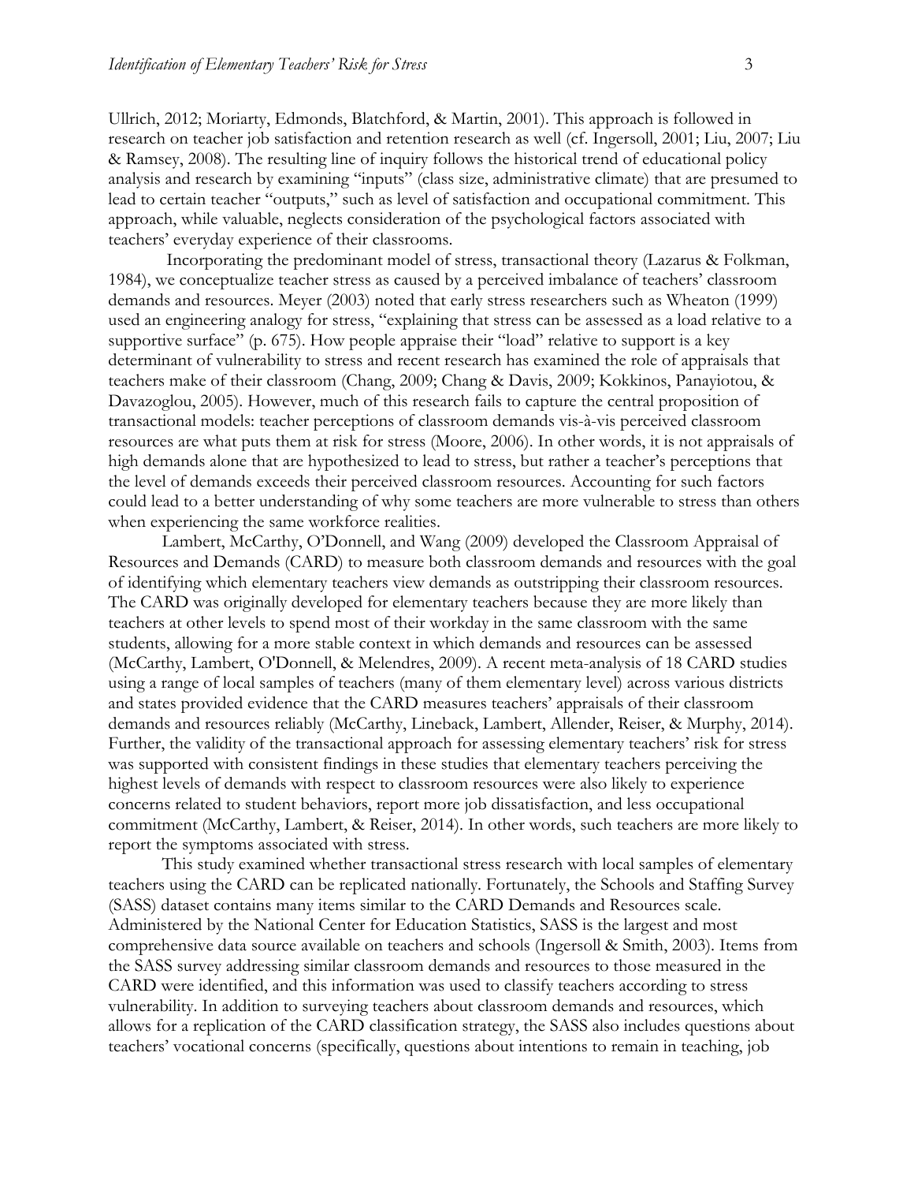Ullrich, 2012; Moriarty, Edmonds, Blatchford, & Martin, 2001). This approach is followed in research on teacher job satisfaction and retention research as well (cf. Ingersoll, 2001; Liu, 2007; Liu & Ramsey, 2008). The resulting line of inquiry follows the historical trend of educational policy analysis and research by examining "inputs" (class size, administrative climate) that are presumed to lead to certain teacher "outputs," such as level of satisfaction and occupational commitment. This approach, while valuable, neglects consideration of the psychological factors associated with teachers' everyday experience of their classrooms.

Incorporating the predominant model of stress, transactional theory (Lazarus & Folkman, 1984), we conceptualize teacher stress as caused by a perceived imbalance of teachers' classroom demands and resources. Meyer (2003) noted that early stress researchers such as Wheaton (1999) used an engineering analogy for stress, "explaining that stress can be assessed as a load relative to a supportive surface" (p. 675). How people appraise their "load" relative to support is a key determinant of vulnerability to stress and recent research has examined the role of appraisals that teachers make of their classroom (Chang, 2009; Chang & Davis, 2009; Kokkinos, Panayiotou, & Davazoglou, 2005). However, much of this research fails to capture the central proposition of transactional models: teacher perceptions of classroom demands vis-à-vis perceived classroom resources are what puts them at risk for stress (Moore, 2006). In other words, it is not appraisals of high demands alone that are hypothesized to lead to stress, but rather a teacher's perceptions that the level of demands exceeds their perceived classroom resources. Accounting for such factors could lead to a better understanding of why some teachers are more vulnerable to stress than others when experiencing the same workforce realities.

Lambert, McCarthy, O'Donnell, and Wang (2009) developed the Classroom Appraisal of Resources and Demands (CARD) to measure both classroom demands and resources with the goal of identifying which elementary teachers view demands as outstripping their classroom resources. The CARD was originally developed for elementary teachers because they are more likely than teachers at other levels to spend most of their workday in the same classroom with the same students, allowing for a more stable context in which demands and resources can be assessed (McCarthy, Lambert, O'Donnell, & Melendres, 2009). A recent meta-analysis of 18 CARD studies using a range of local samples of teachers (many of them elementary level) across various districts and states provided evidence that the CARD measures teachers' appraisals of their classroom demands and resources reliably (McCarthy, Lineback, Lambert, Allender, Reiser, & Murphy, 2014). Further, the validity of the transactional approach for assessing elementary teachers' risk for stress was supported with consistent findings in these studies that elementary teachers perceiving the highest levels of demands with respect to classroom resources were also likely to experience concerns related to student behaviors, report more job dissatisfaction, and less occupational commitment (McCarthy, Lambert, & Reiser, 2014). In other words, such teachers are more likely to report the symptoms associated with stress.

This study examined whether transactional stress research with local samples of elementary teachers using the CARD can be replicated nationally. Fortunately, the Schools and Staffing Survey (SASS) dataset contains many items similar to the CARD Demands and Resources scale. Administered by the National Center for Education Statistics, SASS is the largest and most comprehensive data source available on teachers and schools (Ingersoll & Smith, 2003). Items from the SASS survey addressing similar classroom demands and resources to those measured in the CARD were identified, and this information was used to classify teachers according to stress vulnerability. In addition to surveying teachers about classroom demands and resources, which allows for a replication of the CARD classification strategy, the SASS also includes questions about teachers' vocational concerns (specifically, questions about intentions to remain in teaching, job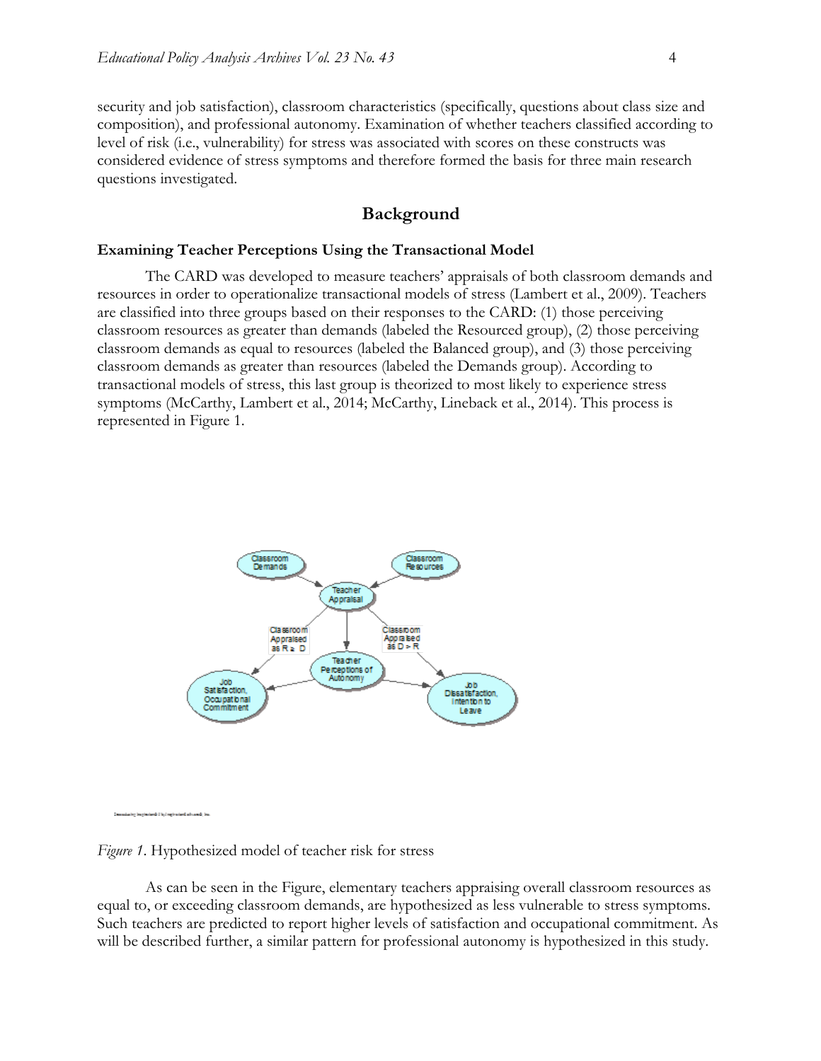security and job satisfaction), classroom characteristics (specifically, questions about class size and composition), and professional autonomy. Examination of whether teachers classified according to level of risk (i.e., vulnerability) for stress was associated with scores on these constructs was considered evidence of stress symptoms and therefore formed the basis for three main research questions investigated.

## Background

### Examining Teacher Perceptions Using the Transactional Model

The CARD was developed to measure teachers' appraisals of both classroom demands and resources in order to operationalize transactional models of stress (Lambert et al., 2009). Teachers are classified into three groups based on their responses to the CARD: (1) those perceiving classroom resources as greater than demands (labeled the Resourced group), (2) those perceiving classroom demands as equal to resources (labeled the Balanced group), and (3) those perceiving classroom demands as greater than resources (labeled the Demands group). According to transactional models of stress, this last group is theorized to most likely to experience stress symptoms (McCarthy, Lambert et al., 2014; McCarthy, Lineback et al., 2014). This process is represented in Figure 1.

*Figure 1*. Hypothesized model of teacher risk for stress

As can be seen in the Figure, elementary teachers appraising overall classroom resources as equal to, or exceeding classroom demands, are hypothesized as less vulnerable to stress symptoms. Such teachers are predicted to report higher levels of satisfaction and occupational commitment. As will be described further, a similar pattern for professional autonomy is hypothesized in this study.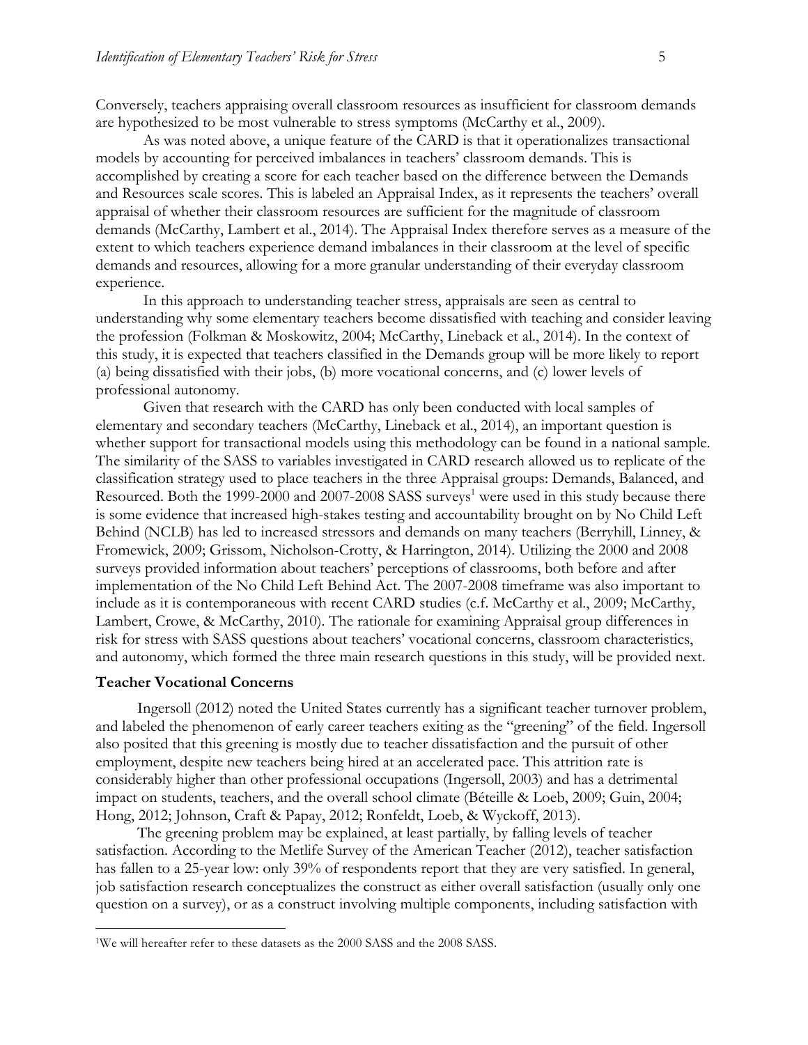Conversely, teachers appraising overall classroom resources as insufficient for classroom demands are hypothesized to be most vulnerable to stress symptoms (McCarthy et al., 2009).

As was noted above, a unique feature of the CARD is that it operationalizes transactional models by accounting for perceived imbalances in teachers' classroom demands. This is accomplished by creating a score for each teacher based on the difference between the Demands and Resources scale scores. This is labeled an Appraisal Index, as it represents the teachers' overall appraisal of whether their classroom resources are sufficient for the magnitude of classroom demands (McCarthy, Lambert et al., 2014). The Appraisal Index therefore serves as a measure of the extent to which teachers experience demand imbalances in their classroom at the level of specific demands and resources, allowing for a more granular understanding of their everyday classroom experience.

In this approach to understanding teacher stress, appraisals are seen as central to understanding why some elementary teachers become dissatisfied with teaching and consider leaving the profession (Folkman & Moskowitz, 2004; McCarthy, Lineback et al., 2014). In the context of this study, it is expected that teachers classified in the Demands group will be more likely to report (a) being dissatisfied with their jobs, (b) more vocational concerns, and (c) lower levels of professional autonomy.

Given that research with the CARD has only been conducted with local samples of elementary and secondary teachers (McCarthy, Lineback et al., 2014), an important question is whether support for transactional models using this methodology can be found in a national sample. The similarity of the SASS to variables investigated in CARD research allowed us to replicate of the classification strategy used to place teachers in the three Appraisal groups: Demands, Balanced, and Resourced. Both the 1999-2000 and 2007-2008 SASS surveys[1] were used in this study because there is some evidence that increased high-stakes testing and accountability brought on by No Child Left Behind (NCLB) has led to increased stressors and demands on many teachers (Berryhill, Linney, & Fromewick, 2009; Grissom, Nicholson-Crotty, & Harrington, 2014). Utilizing the 2000 and 2008 surveys provided information about teachers' perceptions of classrooms, both before and after implementation of the No Child Left Behind Act. The 2007-2008 timeframe was also important to include as it is contemporaneous with recent CARD studies (c.f. McCarthy et al., 2009; McCarthy, Lambert, Crowe, & McCarthy, 2010). The rationale for examining Appraisal group differences in risk for stress with SASS questions about teachers' vocational concerns, classroom characteristics, and autonomy, which formed the three main research questions in this study, will be provided next.

### Teacher Vocational Concerns

Ingersoll (2012) noted the United States currently has a significant teacher turnover problem, and labeled the phenomenon of early career teachers exiting as the "greening" of the field. Ingersoll also posited that this greening is mostly due to teacher dissatisfaction and the pursuit of other employment, despite new teachers being hired at an accelerated pace. This attrition rate is considerably higher than other professional occupations (Ingersoll, 2003) and has a detrimental impact on students, teachers, and the overall school climate (Béteille & Loeb, 2009; Guin, 2004; Hong, 2012; Johnson, Craft & Papay, 2012; Ronfeldt, Loeb, & Wyckoff, 2013).

The greening problem may be explained, at least partially, by falling levels of teacher satisfaction. According to the Metlife Survey of the American Teacher (2012), teacher satisfaction has fallen to a 25-year low: only 39% of respondents report that they are very satisfied. In general, job satisfaction research conceptualizes the construct as either overall satisfaction (usually only one question on a survey), or as a construct involving multiple components, including satisfaction with

---

[1]We will hereafter refer to these datasets as the 2000 SASS and the 2008 SASS.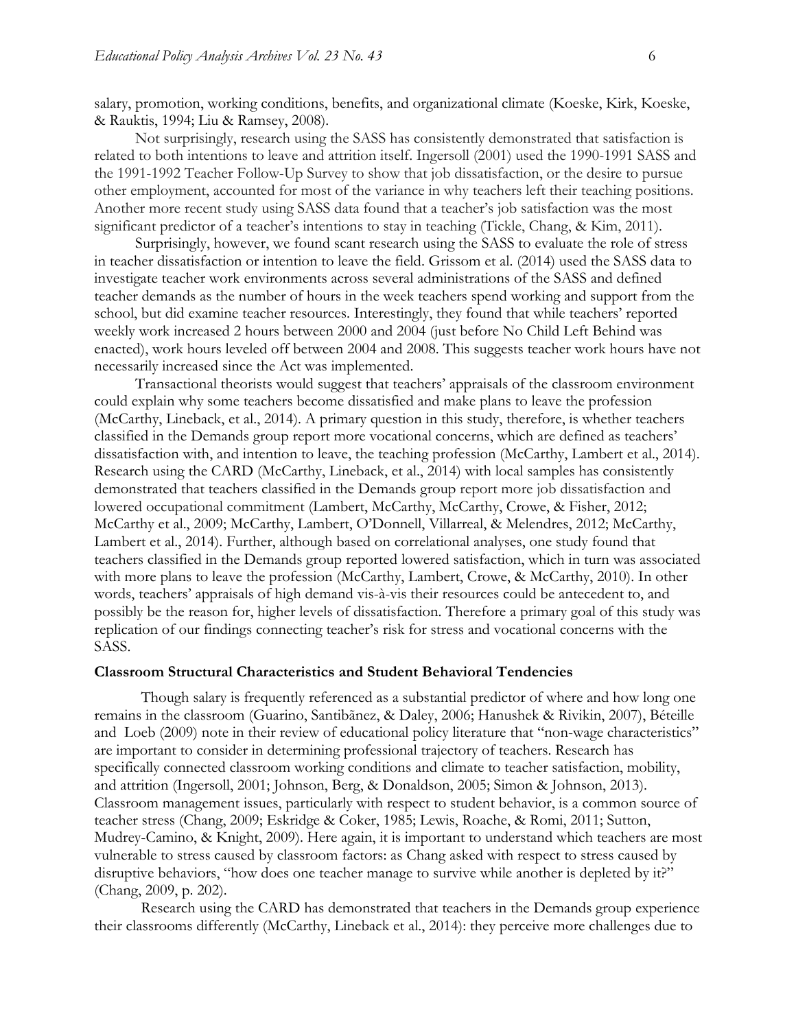salary, promotion, working conditions, benefits, and organizational climate (Koeske, Kirk, Koeske, & Rauktis, 1994; Liu & Ramsey, 2008).

Not surprisingly, research using the SASS has consistently demonstrated that satisfaction is related to both intentions to leave and attrition itself. Ingersoll (2001) used the 1990-1991 SASS and the 1991-1992 Teacher Follow-Up Survey to show that job dissatisfaction, or the desire to pursue other employment, accounted for most of the variance in why teachers left their teaching positions. Another more recent study using SASS data found that a teacher's job satisfaction was the most significant predictor of a teacher's intentions to stay in teaching (Tickle, Chang, & Kim, 2011).

Surprisingly, however, we found scant research using the SASS to evaluate the role of stress in teacher dissatisfaction or intention to leave the field. Grissom et al. (2014) used the SASS data to investigate teacher work environments across several administrations of the SASS and defined teacher demands as the number of hours in the week teachers spend working and support from the school, but did examine teacher resources. Interestingly, they found that while teachers' reported weekly work increased 2 hours between 2000 and 2004 (just before No Child Left Behind was enacted), work hours leveled off between 2004 and 2008. This suggests teacher work hours have not necessarily increased since the Act was implemented.

Transactional theorists would suggest that teachers' appraisals of the classroom environment could explain why some teachers become dissatisfied and make plans to leave the profession (McCarthy, Lineback, et al., 2014). A primary question in this study, therefore, is whether teachers classified in the Demands group report more vocational concerns, which are defined as teachers' dissatisfaction with, and intention to leave, the teaching profession (McCarthy, Lambert et al., 2014). Research using the CARD (McCarthy, Lineback, et al., 2014) with local samples has consistently demonstrated that teachers classified in the Demands group report more job dissatisfaction and lowered occupational commitment (Lambert, McCarthy, McCarthy, Crowe, & Fisher, 2012; McCarthy et al., 2009; McCarthy, Lambert, O'Donnell, Villarreal, & Melendres, 2012; McCarthy, Lambert et al., 2014). Further, although based on correlational analyses, one study found that teachers classified in the Demands group reported lowered satisfaction, which in turn was associated with more plans to leave the profession (McCarthy, Lambert, Crowe, & McCarthy, 2010). In other words, teachers' appraisals of high demand vis-à-vis their resources could be antecedent to, and possibly be the reason for, higher levels of dissatisfaction. Therefore a primary goal of this study was replication of our findings connecting teacher's risk for stress and vocational concerns with the SASS.

### Classroom Structural Characteristics and Student Behavioral Tendencies

Though salary is frequently referenced as a substantial predictor of where and how long one remains in the classroom (Guarino, Santibãnez, & Daley, 2006; Hanushek & Rivikin, 2007), Béteille and Loeb (2009) note in their review of educational policy literature that "non-wage characteristics" are important to consider in determining professional trajectory of teachers. Research has specifically connected classroom working conditions and climate to teacher satisfaction, mobility, and attrition (Ingersoll, 2001; Johnson, Berg, & Donaldson, 2005; Simon & Johnson, 2013). Classroom management issues, particularly with respect to student behavior, is a common source of teacher stress (Chang, 2009; Eskridge & Coker, 1985; Lewis, Roache, & Romi, 2011; Sutton, Mudrey-Camino, & Knight, 2009). Here again, it is important to understand which teachers are most vulnerable to stress caused by classroom factors: as Chang asked with respect to stress caused by disruptive behaviors, "how does one teacher manage to survive while another is depleted by it?" (Chang, 2009, p. 202).

Research using the CARD has demonstrated that teachers in the Demands group experience their classrooms differently (McCarthy, Lineback et al., 2014): they perceive more challenges due to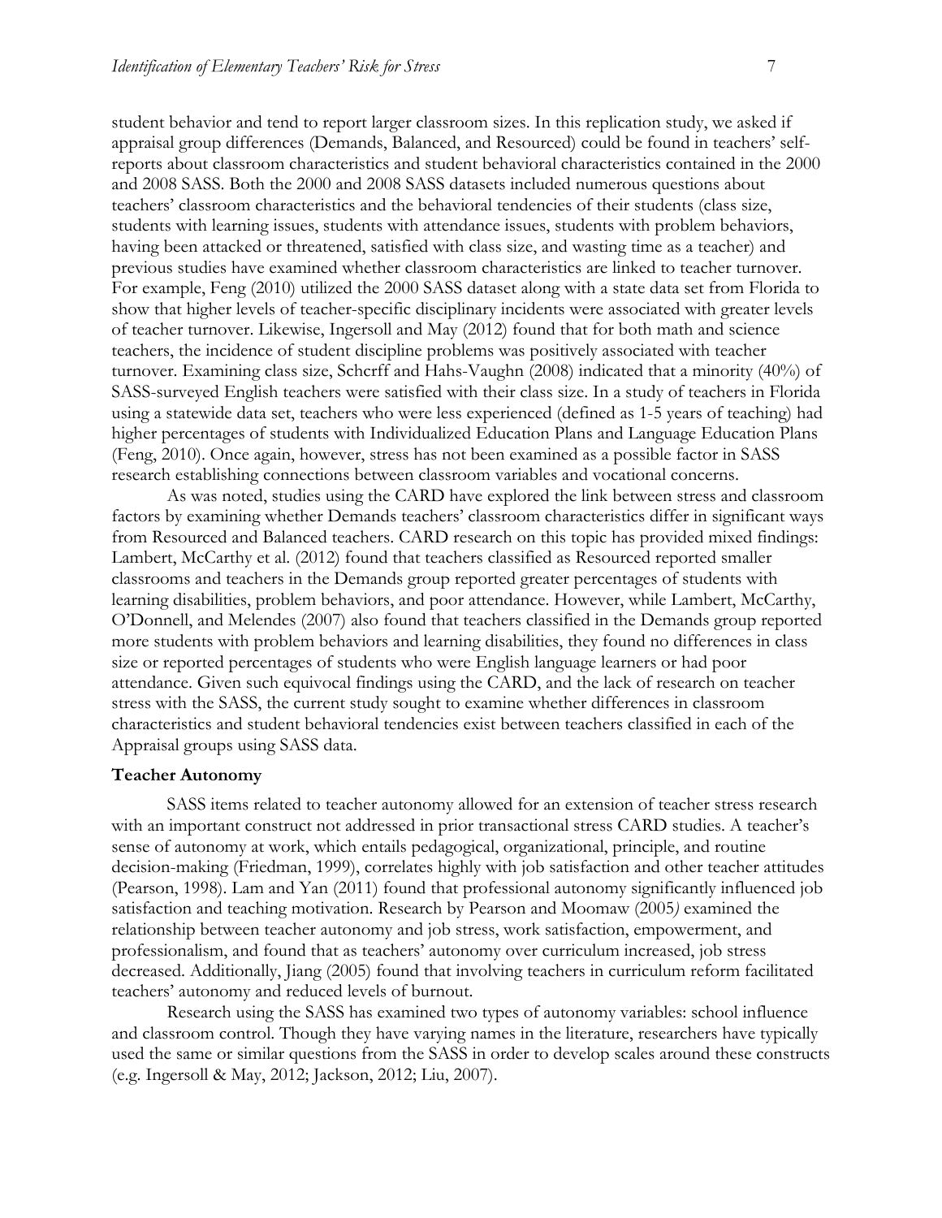student behavior and tend to report larger classroom sizes. In this replication study, we asked if appraisal group differences (Demands, Balanced, and Resourced) could be found in teachers' self-reports about classroom characteristics and student behavioral characteristics contained in the 2000 and 2008 SASS. Both the 2000 and 2008 SASS datasets included numerous questions about teachers' classroom characteristics and the behavioral tendencies of their students (class size, students with learning issues, students with attendance issues, students with problem behaviors, having been attacked or threatened, satisfied with class size, and wasting time as a teacher) and previous studies have examined whether classroom characteristics are linked to teacher turnover. For example, Feng (2010) utilized the 2000 SASS dataset along with a state data set from Florida to show that higher levels of teacher-specific disciplinary incidents were associated with greater levels of teacher turnover. Likewise, Ingersoll and May (2012) found that for both math and science teachers, the incidence of student discipline problems was positively associated with teacher turnover. Examining class size, Scherff and Hahs-Vaughn (2008) indicated that a minority (40%) of SASS-surveyed English teachers were satisfied with their class size. In a study of teachers in Florida using a statewide data set, teachers who were less experienced (defined as 1-5 years of teaching) had higher percentages of students with Individualized Education Plans and Language Education Plans (Feng, 2010). Once again, however, stress has not been examined as a possible factor in SASS research establishing connections between classroom variables and vocational concerns.

As was noted, studies using the CARD have explored the link between stress and classroom factors by examining whether Demands teachers' classroom characteristics differ in significant ways from Resourced and Balanced teachers. CARD research on this topic has provided mixed findings: Lambert, McCarthy et al. (2012) found that teachers classified as Resourced reported smaller classrooms and teachers in the Demands group reported greater percentages of students with learning disabilities, problem behaviors, and poor attendance. However, while Lambert, McCarthy, O'Donnell, and Melendes (2007) also found that teachers classified in the Demands group reported more students with problem behaviors and learning disabilities, they found no differences in class size or reported percentages of students who were English language learners or had poor attendance. Given such equivocal findings using the CARD, and the lack of research on teacher stress with the SASS, the current study sought to examine whether differences in classroom characteristics and student behavioral tendencies exist between teachers classified in each of the Appraisal groups using SASS data.

### Teacher Autonomy

SASS items related to teacher autonomy allowed for an extension of teacher stress research with an important construct not addressed in prior transactional stress CARD studies. A teacher's sense of autonomy at work, which entails pedagogical, organizational, principle, and routine decision-making (Friedman, 1999), correlates highly with job satisfaction and other teacher attitudes (Pearson, 1998). Lam and Yan (2011) found that professional autonomy significantly influenced job satisfaction and teaching motivation. Research by Pearson and Moomaw (2005) examined the relationship between teacher autonomy and job stress, work satisfaction, empowerment, and professionalism, and found that as teachers' autonomy over curriculum increased, job stress decreased. Additionally, Jiang (2005) found that involving teachers in curriculum reform facilitated teachers' autonomy and reduced levels of burnout.

Research using the SASS has examined two types of autonomy variables: school influence and classroom control. Though they have varying names in the literature, researchers have typically used the same or similar questions from the SASS in order to develop scales around these constructs (e.g. Ingersoll & May, 2012; Jackson, 2012; Liu, 2007).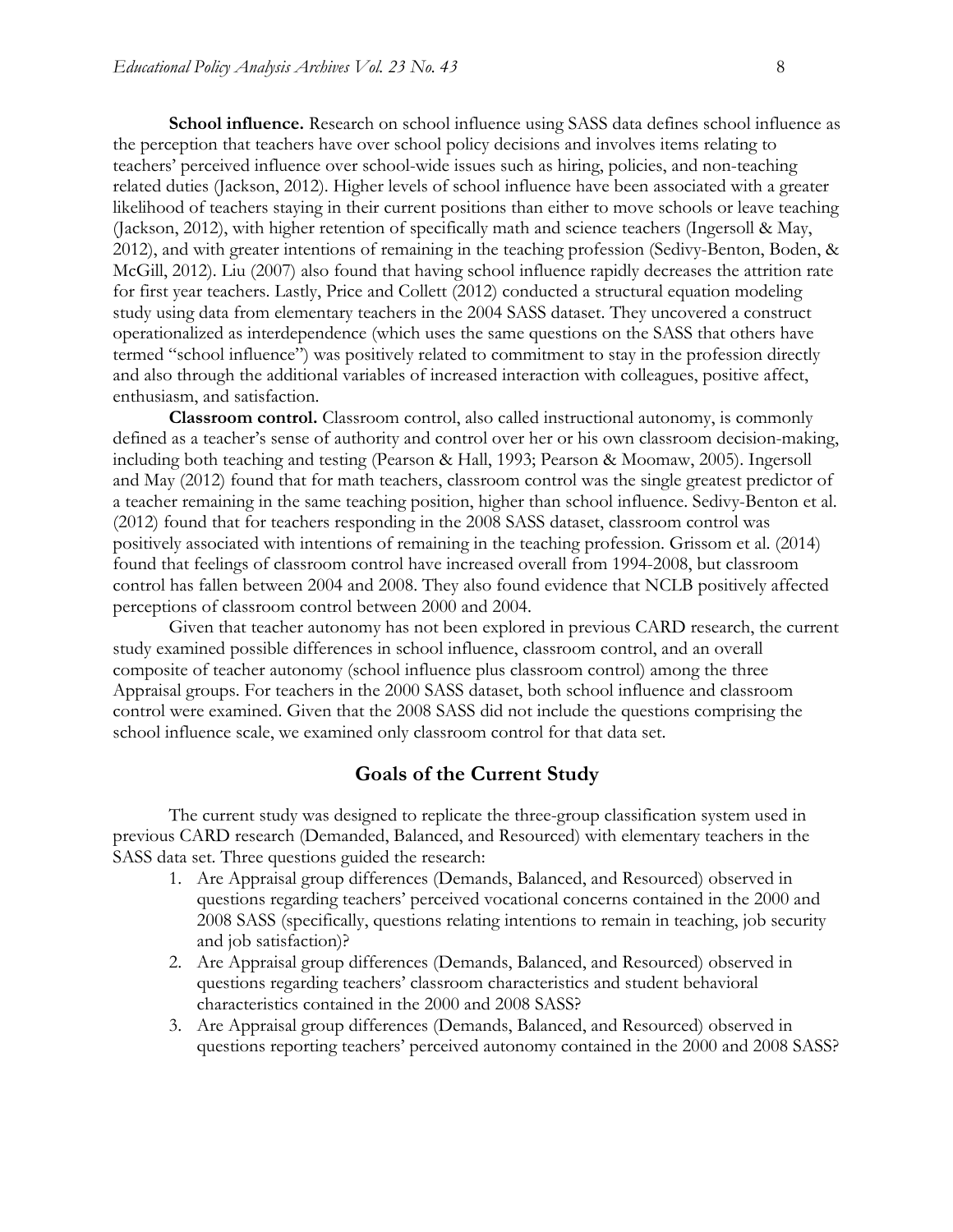**School influence.** Research on school influence using SASS data defines school influence as the perception that teachers have over school policy decisions and involves items relating to teachers' perceived influence over school-wide issues such as hiring, policies, and non-teaching related duties (Jackson, 2012). Higher levels of school influence have been associated with a greater likelihood of teachers staying in their current positions than either to move schools or leave teaching (Jackson, 2012), with higher retention of specifically math and science teachers (Ingersoll & May, 2012), and with greater intentions of remaining in the teaching profession (Sedivy-Benton, Boden, & McGill, 2012). Liu (2007) also found that having school influence rapidly decreases the attrition rate for first year teachers. Lastly, Price and Collett (2012) conducted a structural equation modeling study using data from elementary teachers in the 2004 SASS dataset. They uncovered a construct operationalized as interdependence (which uses the same questions on the SASS that others have termed "school influence") was positively related to commitment to stay in the profession directly and also through the additional variables of increased interaction with colleagues, positive affect, enthusiasm, and satisfaction.

**Classroom control.** Classroom control, also called instructional autonomy, is commonly defined as a teacher's sense of authority and control over her or his own classroom decision-making, including both teaching and testing (Pearson & Hall, 1993; Pearson & Moomaw, 2005). Ingersoll and May (2012) found that for math teachers, classroom control was the single greatest predictor of a teacher remaining in the same teaching position, higher than school influence. Sedivy-Benton et al. (2012) found that for teachers responding in the 2008 SASS dataset, classroom control was positively associated with intentions of remaining in the teaching profession. Grissom et al. (2014) found that feelings of classroom control have increased overall from 1994-2008, but classroom control has fallen between 2004 and 2008. They also found evidence that NCLB positively affected perceptions of classroom control between 2000 and 2004.

Given that teacher autonomy has not been explored in previous CARD research, the current study examined possible differences in school influence, classroom control, and an overall composite of teacher autonomy (school influence plus classroom control) among the three Appraisal groups. For teachers in the 2000 SASS dataset, both school influence and classroom control were examined. Given that the 2008 SASS did not include the questions comprising the school influence scale, we examined only classroom control for that data set.

## Goals of the Current Study

The current study was designed to replicate the three-group classification system used in previous CARD research (Demanded, Balanced, and Resourced) with elementary teachers in the SASS data set. Three questions guided the research:

1. Are Appraisal group differences (Demands, Balanced, and Resourced) observed in questions regarding teachers' perceived vocational concerns contained in the 2000 and 2008 SASS (specifically, questions relating intentions to remain in teaching, job security and job satisfaction)?
2. Are Appraisal group differences (Demands, Balanced, and Resourced) observed in questions regarding teachers' classroom characteristics and student behavioral characteristics contained in the 2000 and 2008 SASS?
3. Are Appraisal group differences (Demands, Balanced, and Resourced) observed in questions reporting teachers' perceived autonomy contained in the 2000 and 2008 SASS?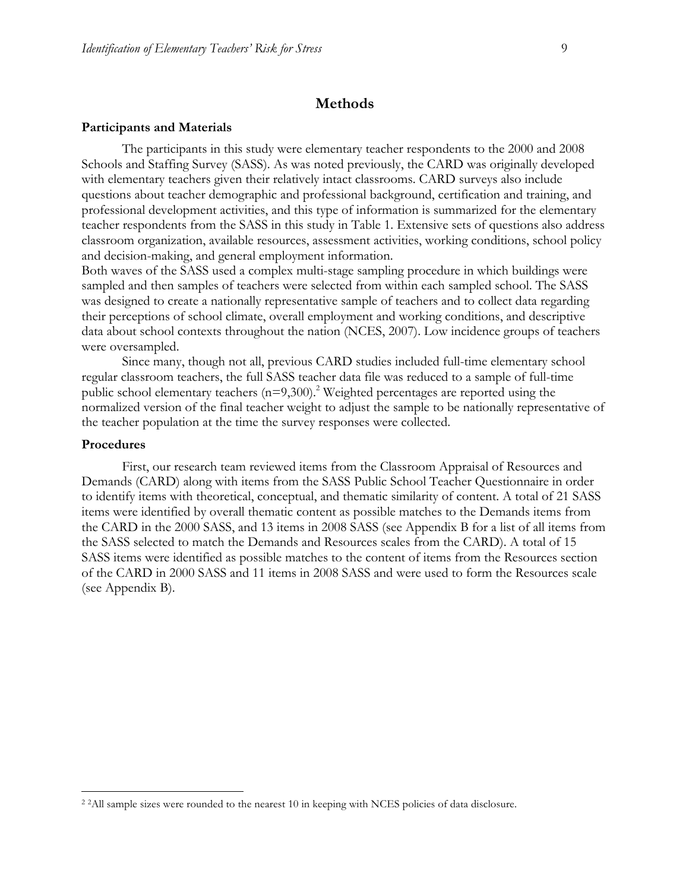# Methods

## Participants and Materials

The participants in this study were elementary teacher respondents to the 2000 and 2008 Schools and Staffing Survey (SASS). As was noted previously, the CARD was originally developed with elementary teachers given their relatively intact classrooms. CARD surveys also include questions about teacher demographic and professional background, certification and training, and professional development activities, and this type of information is summarized for the elementary teacher respondents from the SASS in this study in Table 1. Extensive sets of questions also address classroom organization, available resources, assessment activities, working conditions, school policy and decision-making, and general employment information.

Both waves of the SASS used a complex multi-stage sampling procedure in which buildings were sampled and then samples of teachers were selected from within each sampled school. The SASS was designed to create a nationally representative sample of teachers and to collect data regarding their perceptions of school climate, overall employment and working conditions, and descriptive data about school contexts throughout the nation (NCES, 2007). Low incidence groups of teachers were oversampled.

Since many, though not all, previous CARD studies included full-time elementary school regular classroom teachers, the full SASS teacher data file was reduced to a sample of full-time public school elementary teachers (n=9,300).[2] Weighted percentages are reported using the normalized version of the final teacher weight to adjust the sample to be nationally representative of the teacher population at the time the survey responses were collected.

## Procedures

First, our research team reviewed items from the Classroom Appraisal of Resources and Demands (CARD) along with items from the SASS Public School Teacher Questionnaire in order to identify items with theoretical, conceptual, and thematic similarity of content. A total of 21 SASS items were identified by overall thematic content as possible matches to the Demands items from the CARD in the 2000 SASS, and 13 items in 2008 SASS (see Appendix B for a list of all items from the SASS selected to match the Demands and Resources scales from the CARD). A total of 15 SASS items were identified as possible matches to the content of items from the Resources section of the CARD in 2000 SASS and 11 items in 2008 SASS and were used to form the Resources scale (see Appendix B).

---

[2] [2]All sample sizes were rounded to the nearest 10 in keeping with NCES policies of data disclosure.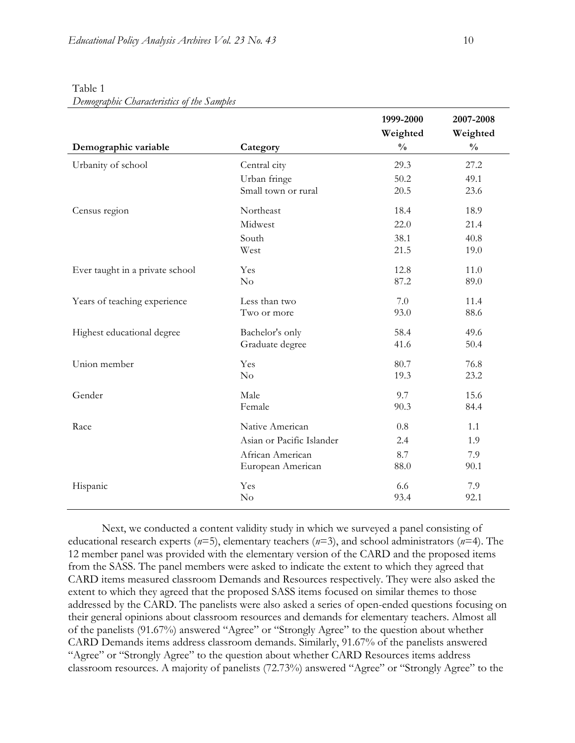Table 1
*Demographic Characteristics of the Samples*

| Demographic variable | Category | 1999-2000 Weighted % | 2007-2008 Weighted % |
|---|---|---|---|
| Urbanity of school | Central city | 29.3 | 27.2 |
| | Urban fringe | 50.2 | 49.1 |
| | Small town or rural | 20.5 | 23.6 |
| Census region | Northeast | 18.4 | 18.9 |
| | Midwest | 22.0 | 21.4 |
| | South | 38.1 | 40.8 |
| | West | 21.5 | 19.0 |
| Ever taught in a private school | Yes | 12.8 | 11.0 |
| | No | 87.2 | 89.0 |
| Years of teaching experience | Less than two | 7.0 | 11.4 |
| | Two or more | 93.0 | 88.6 |
| Highest educational degree | Bachelor's only | 58.4 | 49.6 |
| | Graduate degree | 41.6 | 50.4 |
| Union member | Yes | 80.7 | 76.8 |
| | No | 19.3 | 23.2 |
| Gender | Male | 9.7 | 15.6 |
| | Female | 90.3 | 84.4 |
| Race | Native American | 0.8 | 1.1 |
| | Asian or Pacific Islander | 2.4 | 1.9 |
| | African American | 8.7 | 7.9 |
| | European American | 88.0 | 90.1 |
| Hispanic | Yes | 6.6 | 7.9 |
| | No | 93.4 | 92.1 |

Next, we conducted a content validity study in which we surveyed a panel consisting of educational research experts ($n$=5), elementary teachers ($n$=3), and school administrators ($n$=4). The 12 member panel was provided with the elementary version of the CARD and the proposed items from the SASS. The panel members were asked to indicate the extent to which they agreed that CARD items measured classroom Demands and Resources respectively. They were also asked the extent to which they agreed that the proposed SASS items focused on similar themes to those addressed by the CARD. The panelists were also asked a series of open-ended questions focusing on their general opinions about classroom resources and demands for elementary teachers. Almost all of the panelists (91.67%) answered "Agree" or "Strongly Agree" to the question about whether CARD Demands items address classroom demands. Similarly, 91.67% of the panelists answered "Agree" or "Strongly Agree" to the question about whether CARD Resources items address classroom resources. A majority of panelists (72.73%) answered "Agree" or "Strongly Agree" to the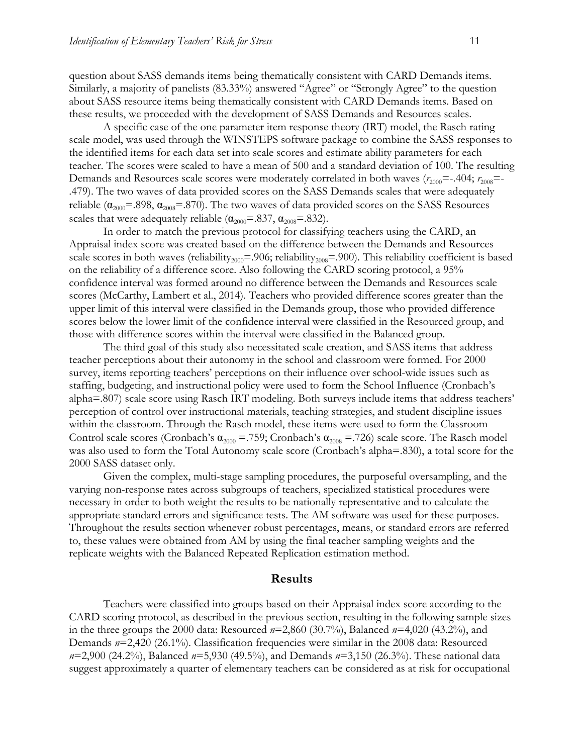question about SASS demands items being thematically consistent with CARD Demands items. Similarly, a majority of panelists (83.33%) answered "Agree" or "Strongly Agree" to the question about SASS resource items being thematically consistent with CARD Demands items. Based on these results, we proceeded with the development of SASS Demands and Resources scales.

A specific case of the one parameter item response theory (IRT) model, the Rasch rating scale model, was used through the WINSTEPS software package to combine the SASS responses to the identified items for each data set into scale scores and estimate ability parameters for each teacher. The scores were scaled to have a mean of 500 and a standard deviation of 100. The resulting Demands and Resources scale scores were moderately correlated in both waves ($r_{2000}$=-.404; $r_{2008}$=-.479). The two waves of data provided scores on the SASS Demands scales that were adequately reliable ($\alpha_{2000}$=.898, $\alpha_{2008}$=.870). The two waves of data provided scores on the SASS Resources scales that were adequately reliable ($\alpha_{2000}$=.837, $\alpha_{2008}$=.832).

In order to match the previous protocol for classifying teachers using the CARD, an Appraisal index score was created based on the difference between the Demands and Resources scale scores in both waves (reliability$_{2000}$=.906; reliability$_{2008}$=.900). This reliability coefficient is based on the reliability of a difference score. Also following the CARD scoring protocol, a 95% confidence interval was formed around no difference between the Demands and Resources scale scores (McCarthy, Lambert et al., 2014). Teachers who provided difference scores greater than the upper limit of this interval were classified in the Demands group, those who provided difference scores below the lower limit of the confidence interval were classified in the Resourced group, and those with difference scores within the interval were classified in the Balanced group.

The third goal of this study also necessitated scale creation, and SASS items that address teacher perceptions about their autonomy in the school and classroom were formed. For 2000 survey, items reporting teachers' perceptions on their influence over school-wide issues such as staffing, budgeting, and instructional policy were used to form the School Influence (Cronbach's alpha=.807) scale score using Rasch IRT modeling. Both surveys include items that address teachers' perception of control over instructional materials, teaching strategies, and student discipline issues within the classroom. Through the Rasch model, these items were used to form the Classroom Control scale scores (Cronbach's $\alpha_{2000}$ =.759; Cronbach's $\alpha_{2008}$ =.726) scale score. The Rasch model was also used to form the Total Autonomy scale score (Cronbach's alpha=.830), a total score for the 2000 SASS dataset only.

Given the complex, multi-stage sampling procedures, the purposeful oversampling, and the varying non-response rates across subgroups of teachers, specialized statistical procedures were necessary in order to both weight the results to be nationally representative and to calculate the appropriate standard errors and significance tests. The AM software was used for these purposes. Throughout the results section whenever robust percentages, means, or standard errors are referred to, these values were obtained from AM by using the final teacher sampling weights and the replicate weights with the Balanced Repeated Replication estimation method.

## Results

Teachers were classified into groups based on their Appraisal index score according to the CARD scoring protocol, as described in the previous section, resulting in the following sample sizes in the three groups the 2000 data: Resourced $n$=2,860 (30.7%), Balanced $n$=4,020 (43.2%), and Demands $n$=2,420 (26.1%). Classification frequencies were similar in the 2008 data: Resourced $n$=2,900 (24.2%), Balanced $n$=5,930 (49.5%), and Demands $n$=3,150 (26.3%). These national data suggest approximately a quarter of elementary teachers can be considered as at risk for occupational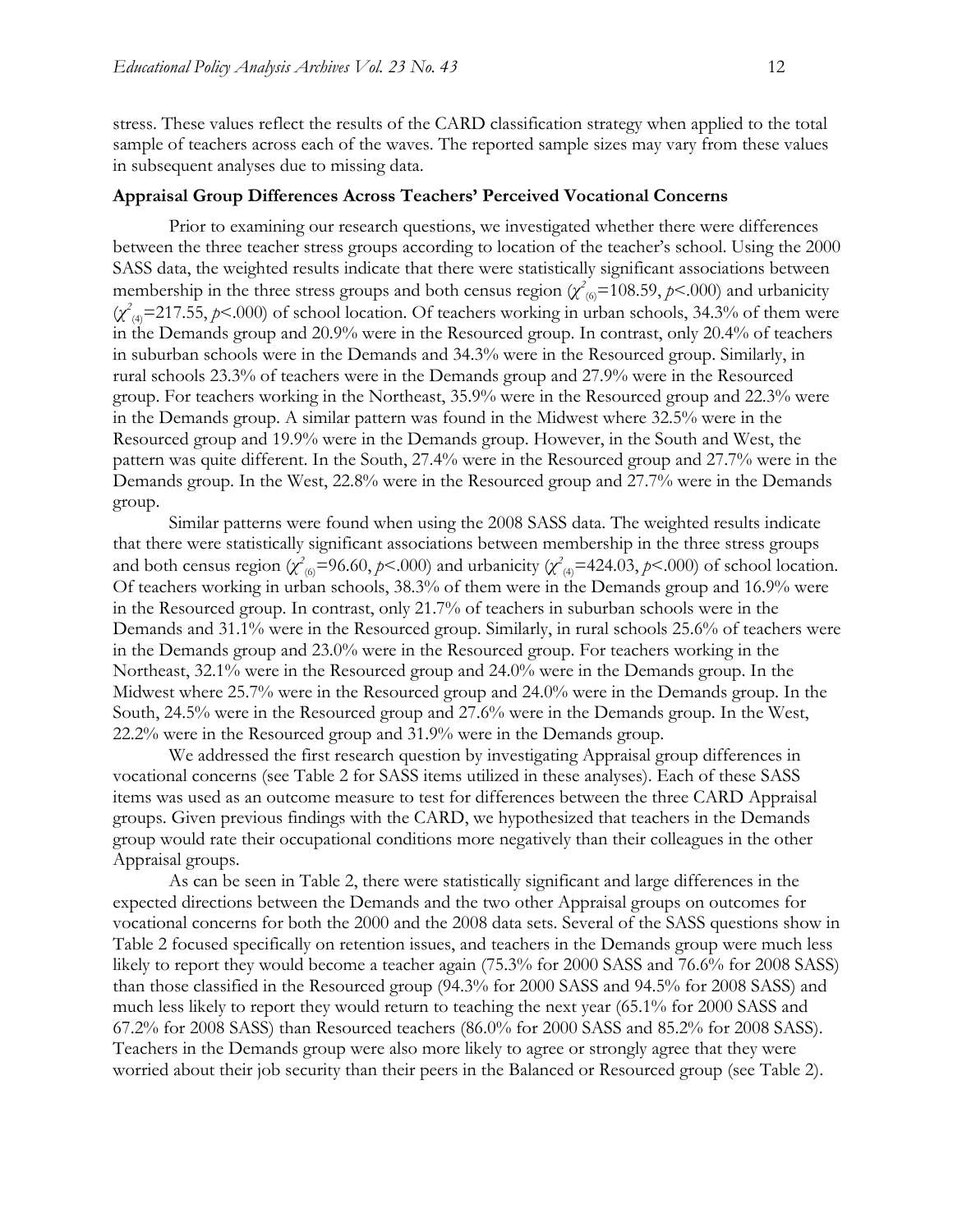stress. These values reflect the results of the CARD classification strategy when applied to the total sample of teachers across each of the waves. The reported sample sizes may vary from these values in subsequent analyses due to missing data.

### Appraisal Group Differences Across Teachers' Perceived Vocational Concerns

Prior to examining our research questions, we investigated whether there were differences between the three teacher stress groups according to location of the teacher's school. Using the 2000 SASS data, the weighted results indicate that there were statistically significant associations between membership in the three stress groups and both census region ($\chi^2_{(6)}$=108.59, $p$<.000) and urbanicity ($\chi^2_{(4)}$=217.55, $p$<.000) of school location. Of teachers working in urban schools, 34.3% of them were in the Demands group and 20.9% were in the Resourced group. In contrast, only 20.4% of teachers in suburban schools were in the Demands and 34.3% were in the Resourced group. Similarly, in rural schools 23.3% of teachers were in the Demands group and 27.9% were in the Resourced group. For teachers working in the Northeast, 35.9% were in the Resourced group and 22.3% were in the Demands group. A similar pattern was found in the Midwest where 32.5% were in the Resourced group and 19.9% were in the Demands group. However, in the South and West, the pattern was quite different. In the South, 27.4% were in the Resourced group and 27.7% were in the Demands group. In the West, 22.8% were in the Resourced group and 27.7% were in the Demands group.

Similar patterns were found when using the 2008 SASS data. The weighted results indicate that there were statistically significant associations between membership in the three stress groups and both census region ($\chi^2_{(6)}$=96.60, $p$<.000) and urbanicity ($\chi^2_{(4)}$=424.03, $p$<.000) of school location. Of teachers working in urban schools, 38.3% of them were in the Demands group and 16.9% were in the Resourced group. In contrast, only 21.7% of teachers in suburban schools were in the Demands and 31.1% were in the Resourced group. Similarly, in rural schools 25.6% of teachers were in the Demands group and 23.0% were in the Resourced group. For teachers working in the Northeast, 32.1% were in the Resourced group and 24.0% were in the Demands group. In the Midwest where 25.7% were in the Resourced group and 24.0% were in the Demands group. In the South, 24.5% were in the Resourced group and 27.6% were in the Demands group. In the West, 22.2% were in the Resourced group and 31.9% were in the Demands group.

We addressed the first research question by investigating Appraisal group differences in vocational concerns (see Table 2 for SASS items utilized in these analyses). Each of these SASS items was used as an outcome measure to test for differences between the three CARD Appraisal groups. Given previous findings with the CARD, we hypothesized that teachers in the Demands group would rate their occupational conditions more negatively than their colleagues in the other Appraisal groups.

As can be seen in Table 2, there were statistically significant and large differences in the expected directions between the Demands and the two other Appraisal groups on outcomes for vocational concerns for both the 2000 and the 2008 data sets. Several of the SASS questions show in Table 2 focused specifically on retention issues, and teachers in the Demands group were much less likely to report they would become a teacher again (75.3% for 2000 SASS and 76.6% for 2008 SASS) than those classified in the Resourced group (94.3% for 2000 SASS and 94.5% for 2008 SASS) and much less likely to report they would return to teaching the next year (65.1% for 2000 SASS and 67.2% for 2008 SASS) than Resourced teachers (86.0% for 2000 SASS and 85.2% for 2008 SASS). Teachers in the Demands group were also more likely to agree or strongly agree that they were worried about their job security than their peers in the Balanced or Resourced group (see Table 2).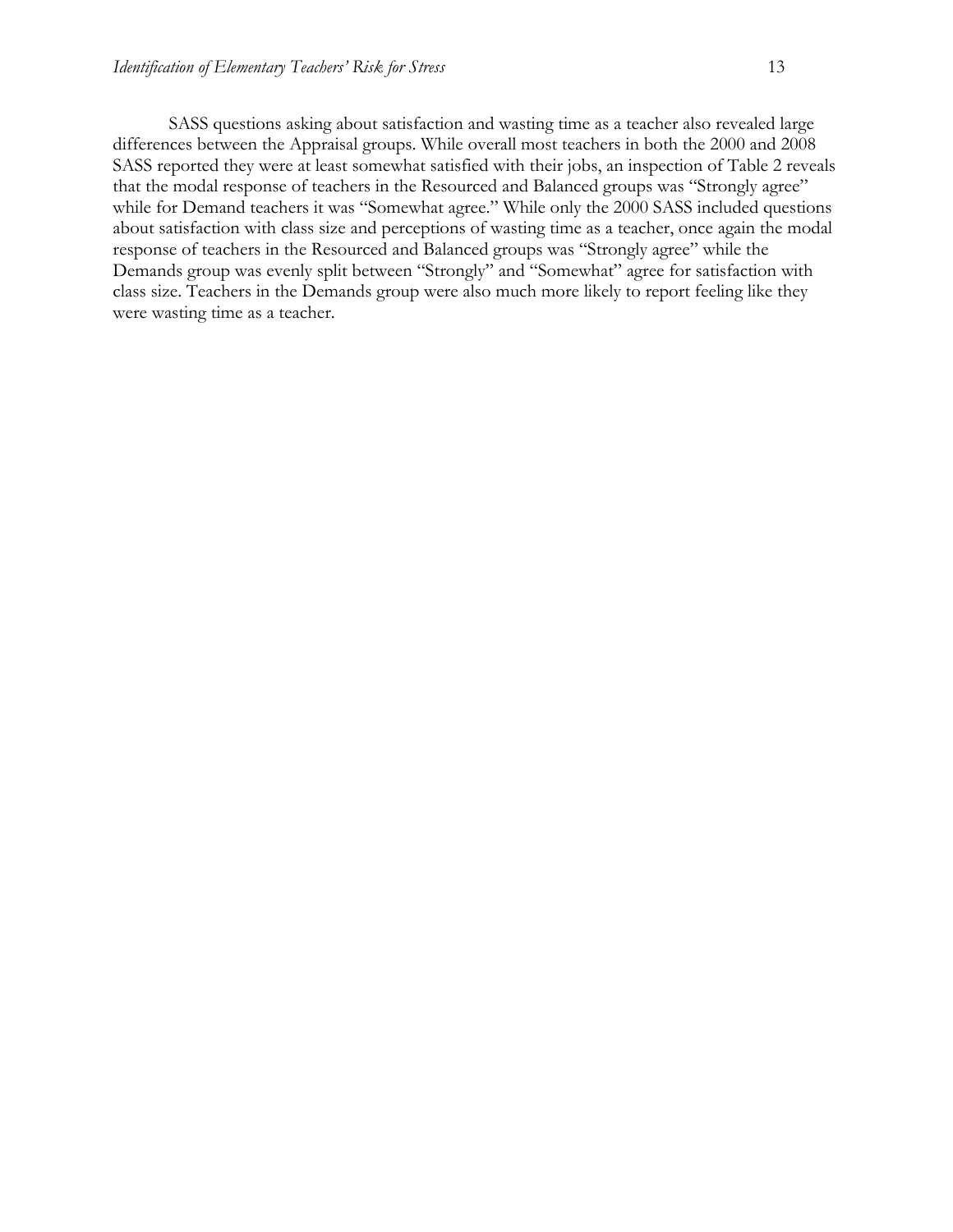SASS questions asking about satisfaction and wasting time as a teacher also revealed large differences between the Appraisal groups. While overall most teachers in both the 2000 and 2008 SASS reported they were at least somewhat satisfied with their jobs, an inspection of Table 2 reveals that the modal response of teachers in the Resourced and Balanced groups was "Strongly agree" while for Demand teachers it was "Somewhat agree." While only the 2000 SASS included questions about satisfaction with class size and perceptions of wasting time as a teacher, once again the modal response of teachers in the Resourced and Balanced groups was "Strongly agree" while the Demands group was evenly split between "Strongly" and "Somewhat" agree for satisfaction with class size. Teachers in the Demands group were also much more likely to report feeling like they were wasting time as a teacher.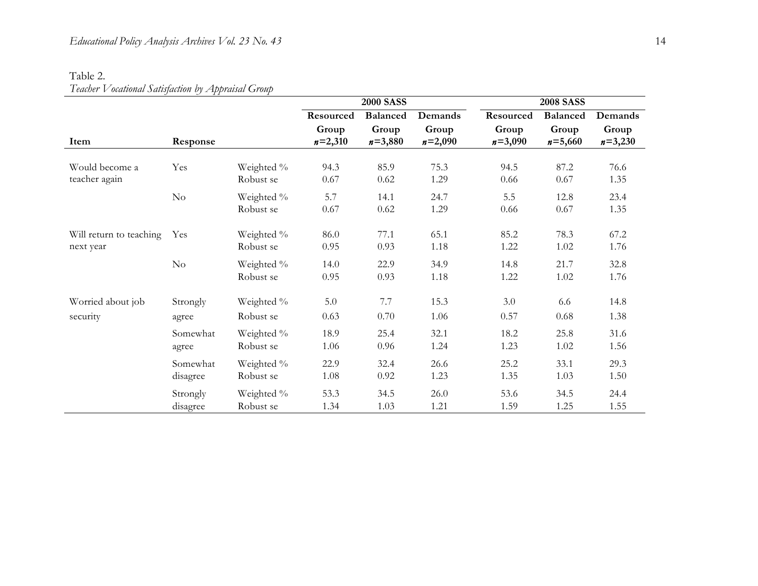Table 2.
*Teacher Vocational Satisfaction by Appraisal Group*

| Item | Response | | 2000 SASS | | | 2008 SASS | | |
|---|---|---|---|---|---|---|---|---|
| | | | Resourced Group *n*=2,310 | Balanced Group *n*=3,880 | Demands Group *n*=2,090 | Resourced Group *n*=3,090 | Balanced Group *n*=5,660 | Demands Group *n*=3,230 |
| Would become a teacher again | Yes | Weighted % | 94.3 | 85.9 | 75.3 | 94.5 | 87.2 | 76.6 |
| | | Robust se | 0.67 | 0.62 | 1.29 | 0.66 | 0.67 | 1.35 |
| | No | Weighted % | 5.7 | 14.1 | 24.7 | 5.5 | 12.8 | 23.4 |
| | | Robust se | 0.67 | 0.62 | 1.29 | 0.66 | 0.67 | 1.35 |
| Will return to teaching next year | Yes | Weighted % | 86.0 | 77.1 | 65.1 | 85.2 | 78.3 | 67.2 |
| | | Robust se | 0.95 | 0.93 | 1.18 | 1.22 | 1.02 | 1.76 |
| | No | Weighted % | 14.0 | 22.9 | 34.9 | 14.8 | 21.7 | 32.8 |
| | | Robust se | 0.95 | 0.93 | 1.18 | 1.22 | 1.02 | 1.76 |
| Worried about job security | Strongly agree | Weighted % | 5.0 | 7.7 | 15.3 | 3.0 | 6.6 | 14.8 |
| | | Robust se | 0.63 | 0.70 | 1.06 | 0.57 | 0.68 | 1.38 |
| | Somewhat agree | Weighted % | 18.9 | 25.4 | 32.1 | 18.2 | 25.8 | 31.6 |
| | | Robust se | 1.06 | 0.96 | 1.24 | 1.23 | 1.02 | 1.56 |
| | Somewhat disagree | Weighted % | 22.9 | 32.4 | 26.6 | 25.2 | 33.1 | 29.3 |
| | | Robust se | 1.08 | 0.92 | 1.23 | 1.35 | 1.03 | 1.50 |
| | Strongly disagree | Weighted % | 53.3 | 34.5 | 26.0 | 53.6 | 34.5 | 24.4 |
| | | Robust se | 1.34 | 1.03 | 1.21 | 1.59 | 1.25 | 1.55 |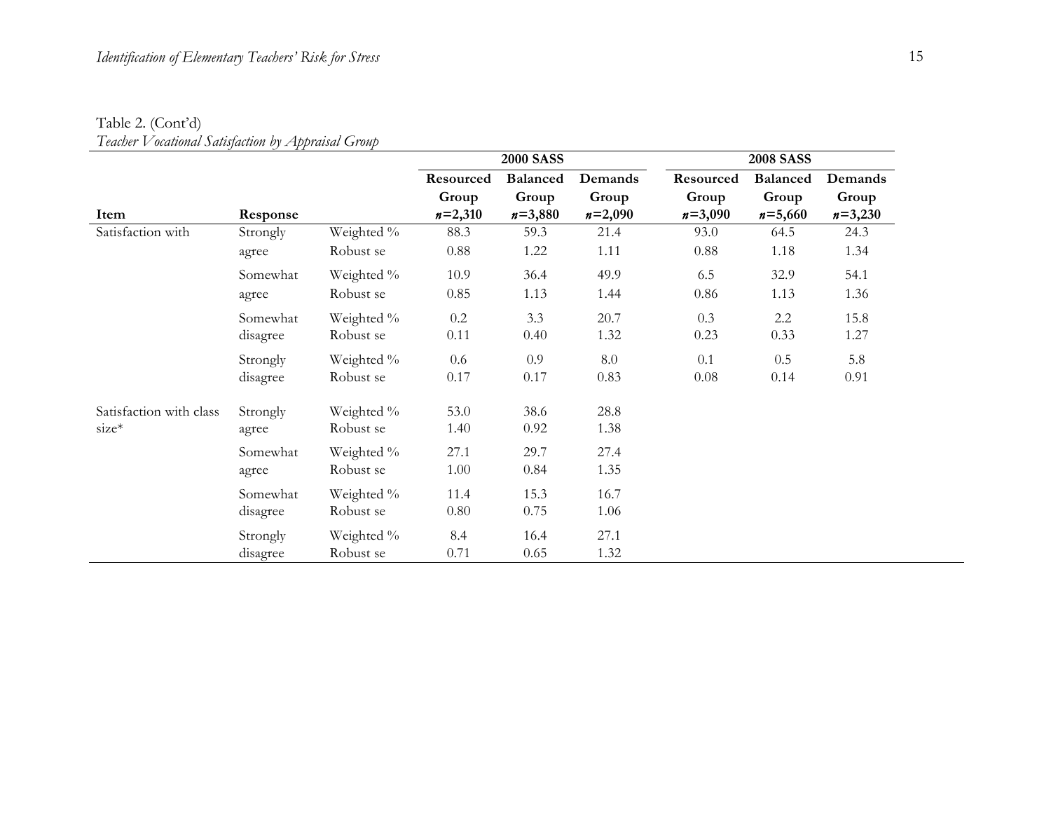Table 2. (Cont'd)
*Teacher Vocational Satisfaction by Appraisal Group*

| Item | Response | | 2000 SASS | | | 2008 SASS | | |
|---|---|---|---|---|---|---|---|---|
| | | | Resourced Group *n*=2,310 | Balanced Group *n*=3,880 | Demands Group *n*=2,090 | Resourced Group *n*=3,090 | Balanced Group *n*=5,660 | Demands Group *n*=3,230 |
| Satisfaction with | Strongly agree | Weighted % | 88.3 | 59.3 | 21.4 | 93.0 | 64.5 | 24.3 |
| | | Robust se | 0.88 | 1.22 | 1.11 | 0.88 | 1.18 | 1.34 |
| | Somewhat agree | Weighted % | 10.9 | 36.4 | 49.9 | 6.5 | 32.9 | 54.1 |
| | | Robust se | 0.85 | 1.13 | 1.44 | 0.86 | 1.13 | 1.36 |
| | Somewhat disagree | Weighted % | 0.2 | 3.3 | 20.7 | 0.3 | 2.2 | 15.8 |
| | | Robust se | 0.11 | 0.40 | 1.32 | 0.23 | 0.33 | 1.27 |
| | Strongly disagree | Weighted % | 0.6 | 0.9 | 8.0 | 0.1 | 0.5 | 5.8 |
| | | Robust se | 0.17 | 0.17 | 0.83 | 0.08 | 0.14 | 0.91 |
| Satisfaction with class size* | Strongly agree | Weighted % | 53.0 | 38.6 | 28.8 | | | |
| | | Robust se | 1.40 | 0.92 | 1.38 | | | |
| | Somewhat agree | Weighted % | 27.1 | 29.7 | 27.4 | | | |
| | | Robust se | 1.00 | 0.84 | 1.35 | | | |
| | Somewhat disagree | Weighted % | 11.4 | 15.3 | 16.7 | | | |
| | | Robust se | 0.80 | 0.75 | 1.06 | | | |
| | Strongly disagree | Weighted % | 8.4 | 16.4 | 27.1 | | | |
| | | Robust se | 0.71 | 0.65 | 1.32 | | | |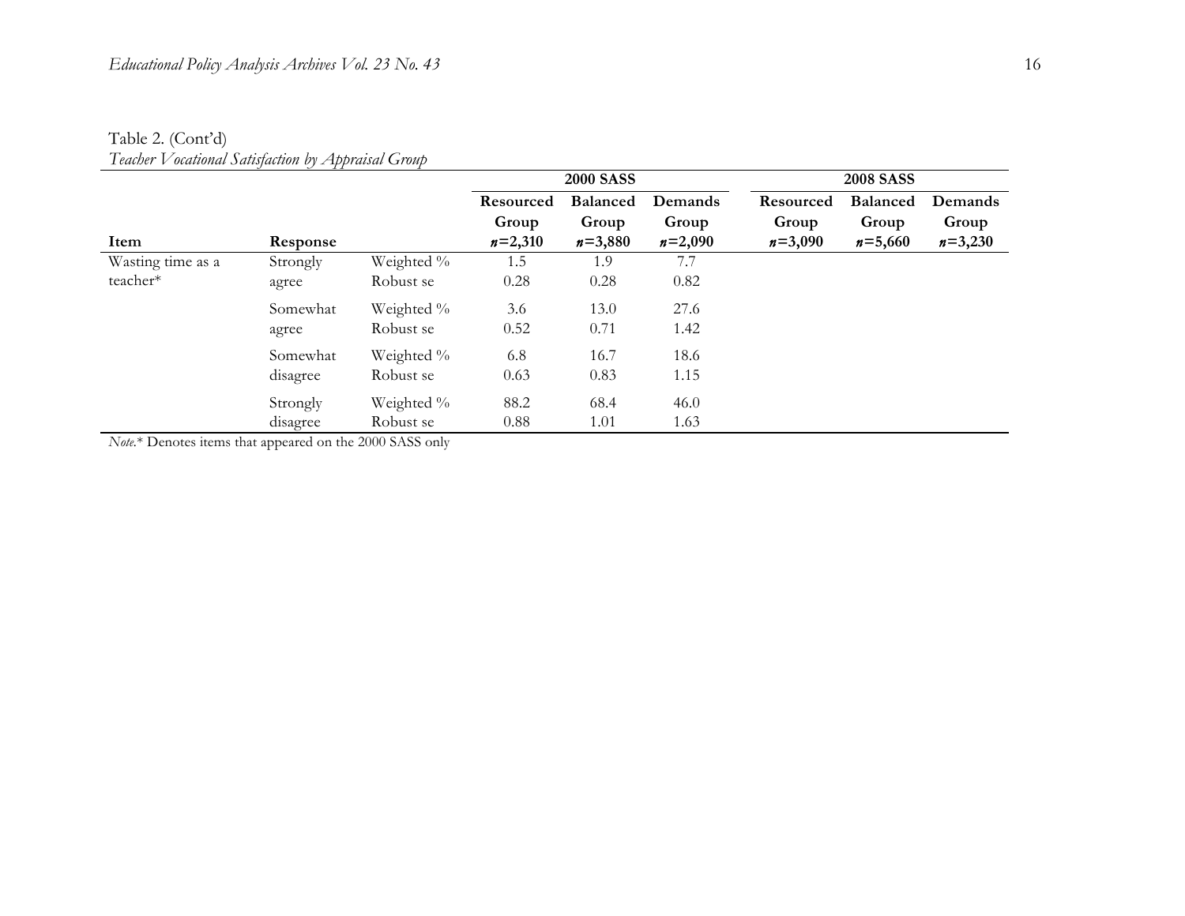Table 2. (Cont'd)
*Teacher Vocational Satisfaction by Appraisal Group*

| | | | 2000 SASS | | | 2008 SASS | | |
|---|---|---|---|---|---|---|---|---|
| **Item** | **Response** | | **Resourced Group** $n$=2,310 | **Balanced Group** $n$=3,880 | **Demands Group** $n$=2,090 | **Resourced Group** $n$=3,090 | **Balanced Group** $n$=5,660 | **Demands Group** $n$=3,230 |
| Wasting time as a teacher* | Strongly agree | Weighted % | 1.5 | 1.9 | 7.7 | | | |
| | | Robust se | 0.28 | 0.28 | 0.82 | | | |
| | Somewhat agree | Weighted % | 3.6 | 13.0 | 27.6 | | | |
| | | Robust se | 0.52 | 0.71 | 1.42 | | | |
| | Somewhat disagree | Weighted % | 6.8 | 16.7 | 18.6 | | | |
| | | Robust se | 0.63 | 0.83 | 1.15 | | | |
| | Strongly disagree | Weighted % | 88.2 | 68.4 | 46.0 | | | |
| | | Robust se | 0.88 | 1.01 | 1.63 | | | |

*Note*.* Denotes items that appeared on the 2000 SASS only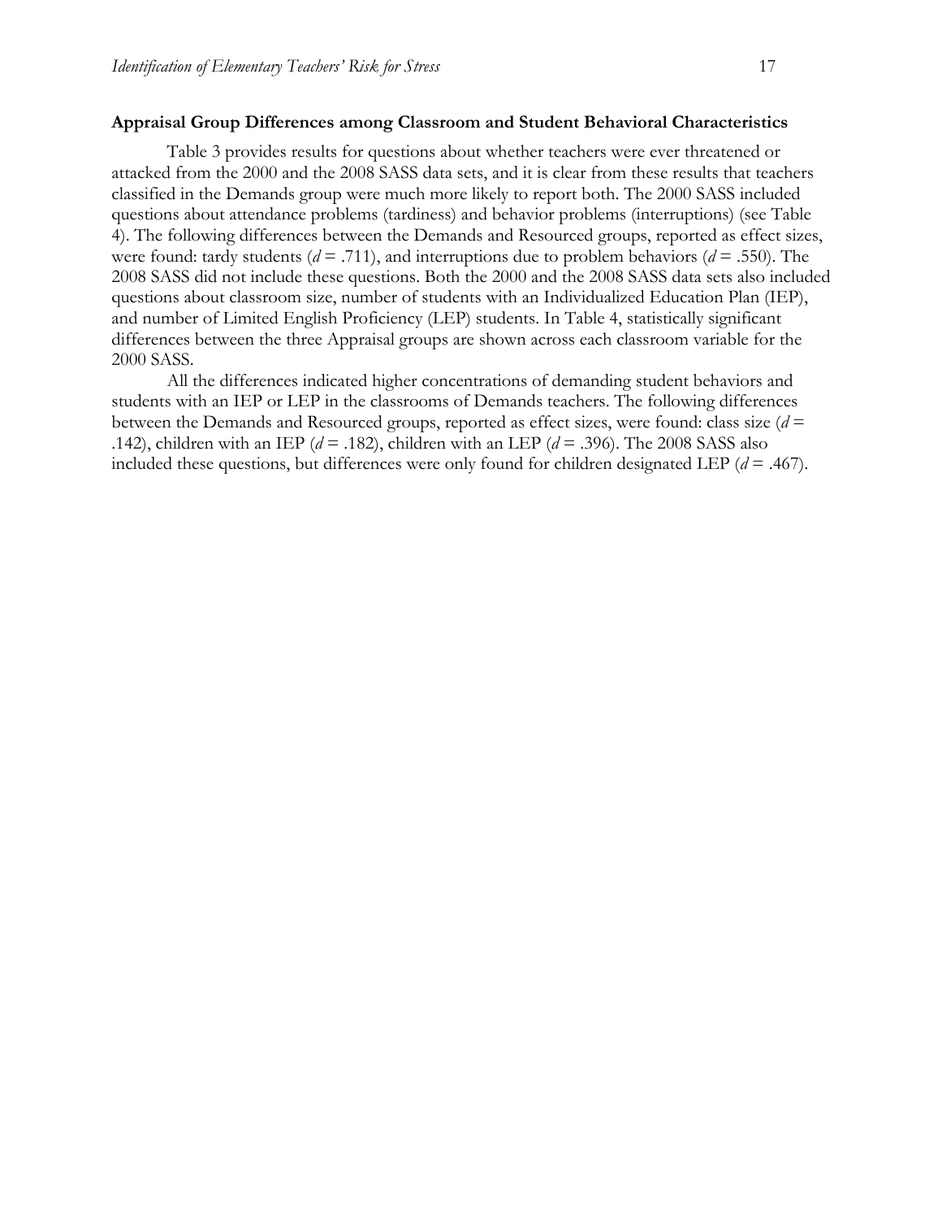### Appraisal Group Differences among Classroom and Student Behavioral Characteristics

Table 3 provides results for questions about whether teachers were ever threatened or attacked from the 2000 and the 2008 SASS data sets, and it is clear from these results that teachers classified in the Demands group were much more likely to report both. The 2000 SASS included questions about attendance problems (tardiness) and behavior problems (interruptions) (see Table 4). The following differences between the Demands and Resourced groups, reported as effect sizes, were found: tardy students ($d$ = .711), and interruptions due to problem behaviors ($d$ = .550). The 2008 SASS did not include these questions. Both the 2000 and the 2008 SASS data sets also included questions about classroom size, number of students with an Individualized Education Plan (IEP), and number of Limited English Proficiency (LEP) students. In Table 4, statistically significant differences between the three Appraisal groups are shown across each classroom variable for the 2000 SASS.

All the differences indicated higher concentrations of demanding student behaviors and students with an IEP or LEP in the classrooms of Demands teachers. The following differences between the Demands and Resourced groups, reported as effect sizes, were found: class size ($d$ = .142), children with an IEP ($d$ = .182), children with an LEP ($d$ = .396). The 2008 SASS also included these questions, but differences were only found for children designated LEP ($d$ = .467).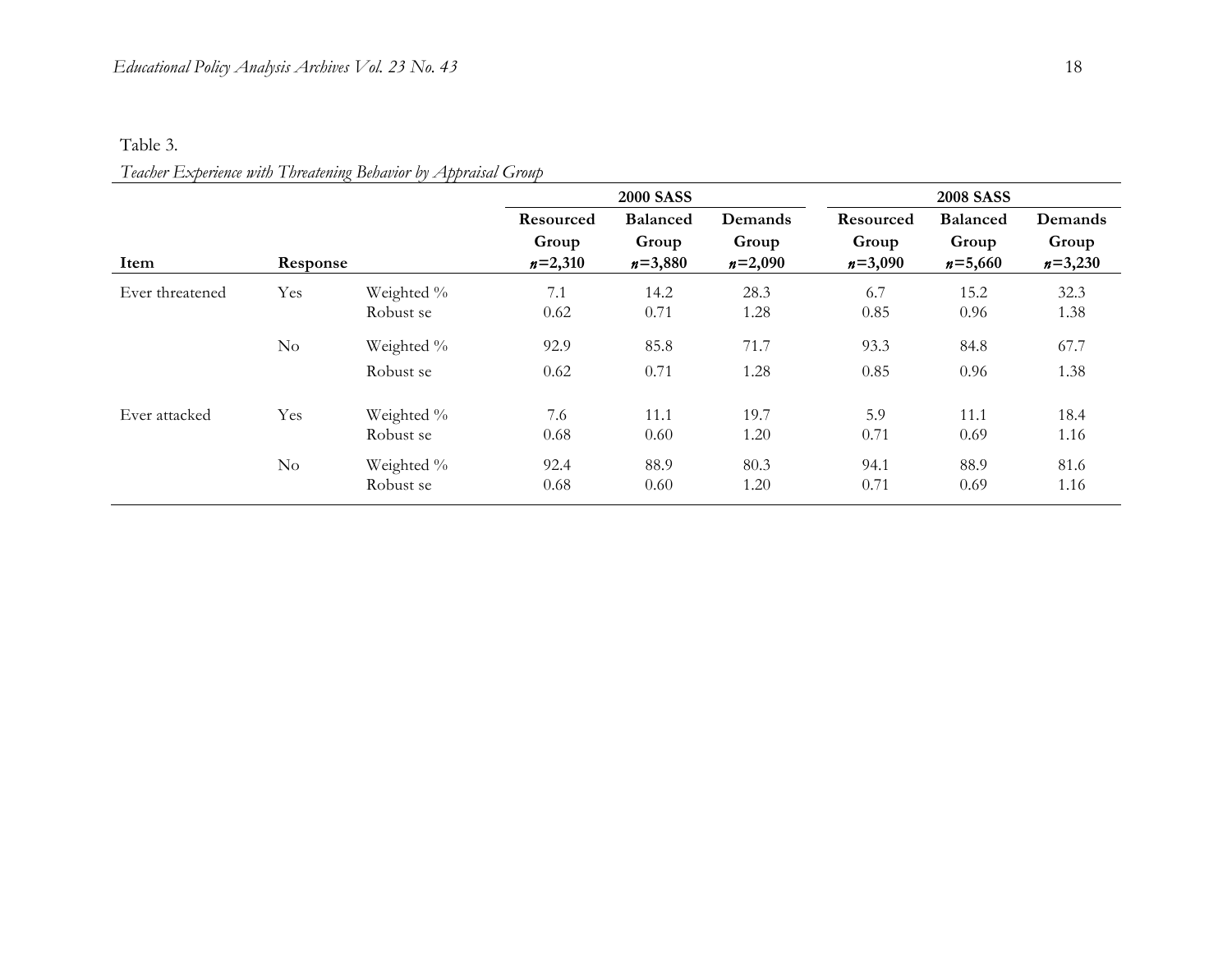Table 3.

*Teacher Experience with Threatening Behavior by Appraisal Group*

| | | | 2000 SASS | | | 2008 SASS | | |
|---|---|---|---|---|---|---|---|---|
| **Item** | **Response** | | **Resourced Group** *n*=2,310 | **Balanced Group** *n*=3,880 | **Demands Group** *n*=2,090 | **Resourced Group** *n*=3,090 | **Balanced Group** *n*=5,660 | **Demands Group** *n*=3,230 |
| Ever threatened | Yes | Weighted % | 7.1 | 14.2 | 28.3 | 6.7 | 15.2 | 32.3 |
| | | Robust se | 0.62 | 0.71 | 1.28 | 0.85 | 0.96 | 1.38 |
| | No | Weighted % | 92.9 | 85.8 | 71.7 | 93.3 | 84.8 | 67.7 |
| | | Robust se | 0.62 | 0.71 | 1.28 | 0.85 | 0.96 | 1.38 |
| Ever attacked | Yes | Weighted % | 7.6 | 11.1 | 19.7 | 5.9 | 11.1 | 18.4 |
| | | Robust se | 0.68 | 0.60 | 1.20 | 0.71 | 0.69 | 1.16 |
| | No | Weighted % | 92.4 | 88.9 | 80.3 | 94.1 | 88.9 | 81.6 |
| | | Robust se | 0.68 | 0.60 | 1.20 | 0.71 | 0.69 | 1.16 |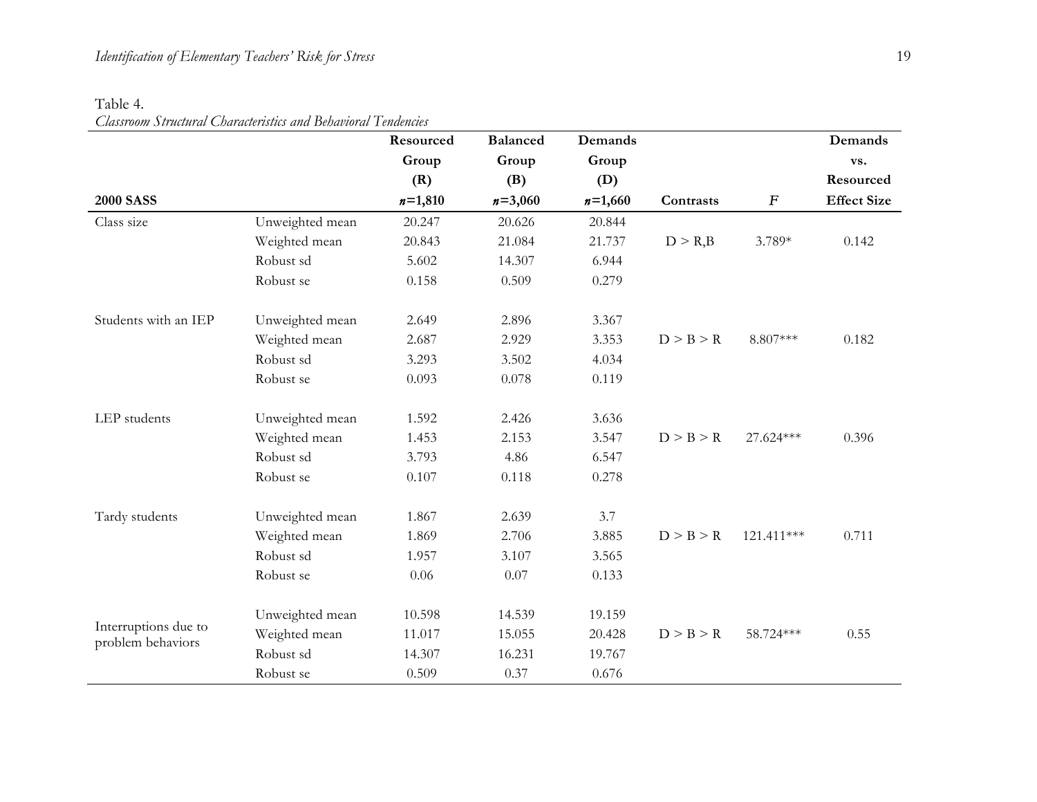Table 4.
*Classroom Structural Characteristics and Behavioral Tendencies*

| 2000 SASS | | Resourced Group (R) $n$=1,810 | Balanced Group (B) $n$=3,060 | Demands Group (D) $n$=1,660 | Contrasts | $F$ | Demands vs. Resourced Effect Size |
|---|---|---|---|---|---|---|---|
| Class size | Unweighted mean | 20.247 | 20.626 | 20.844 | | | |
| | Weighted mean | 20.843 | 21.084 | 21.737 | D > R,B | 3.789* | 0.142 |
| | Robust sd | 5.602 | 14.307 | 6.944 | | | |
| | Robust se | 0.158 | 0.509 | 0.279 | | | |
| Students with an IEP | Unweighted mean | 2.649 | 2.896 | 3.367 | | | |
| | Weighted mean | 2.687 | 2.929 | 3.353 | D > B > R | 8.807*** | 0.182 |
| | Robust sd | 3.293 | 3.502 | 4.034 | | | |
| | Robust se | 0.093 | 0.078 | 0.119 | | | |
| LEP students | Unweighted mean | 1.592 | 2.426 | 3.636 | | | |
| | Weighted mean | 1.453 | 2.153 | 3.547 | D > B > R | 27.624*** | 0.396 |
| | Robust sd | 3.793 | 4.86 | 6.547 | | | |
| | Robust se | 0.107 | 0.118 | 0.278 | | | |
| Tardy students | Unweighted mean | 1.867 | 2.639 | 3.7 | | | |
| | Weighted mean | 1.869 | 2.706 | 3.885 | D > B > R | 121.411*** | 0.711 |
| | Robust sd | 1.957 | 3.107 | 3.565 | | | |
| | Robust se | 0.06 | 0.07 | 0.133 | | | |
| Interruptions due to problem behaviors | Unweighted mean | 10.598 | 14.539 | 19.159 | | | |
| | Weighted mean | 11.017 | 15.055 | 20.428 | D > B > R | 58.724*** | 0.55 |
| | Robust sd | 14.307 | 16.231 | 19.767 | | | |
| | Robust se | 0.509 | 0.37 | 0.676 | | | |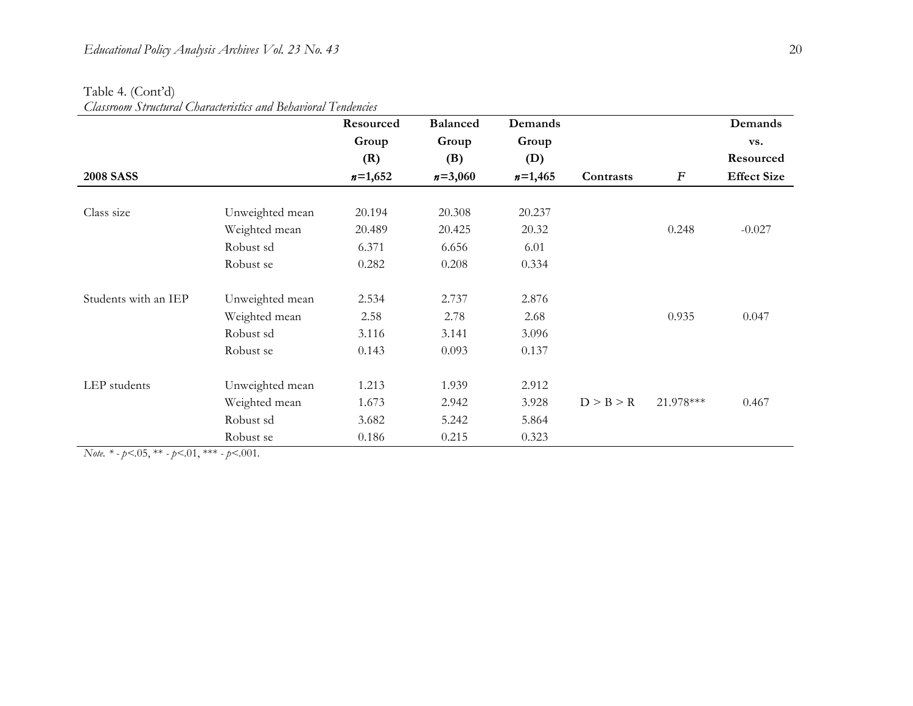Table 4. (Cont'd)

*Classroom Structural Characteristics and Behavioral Tendencies*

| 2008 SASS | | Resourced Group (R) $n$=1,652 | Balanced Group (B) $n$=3,060 | Demands Group (D) $n$=1,465 | Contrasts | $F$ | Demands vs. Resourced Effect Size |
|---|---|---|---|---|---|---|---|
| Class size | Unweighted mean | 20.194 | 20.308 | 20.237 | | | |
| | Weighted mean | 20.489 | 20.425 | 20.32 | | 0.248 | -0.027 |
| | Robust sd | 6.371 | 6.656 | 6.01 | | | |
| | Robust se | 0.282 | 0.208 | 0.334 | | | |
| Students with an IEP | Unweighted mean | 2.534 | 2.737 | 2.876 | | | |
| | Weighted mean | 2.58 | 2.78 | 2.68 | | 0.935 | 0.047 |
| | Robust sd | 3.116 | 3.141 | 3.096 | | | |
| | Robust se | 0.143 | 0.093 | 0.137 | | | |
| LEP students | Unweighted mean | 1.213 | 1.939 | 2.912 | | | |
| | Weighted mean | 1.673 | 2.942 | 3.928 | D > B > R | 21.978*** | 0.467 |
| | Robust sd | 3.682 | 5.242 | 5.864 | | | |
| | Robust se | 0.186 | 0.215 | 0.323 | | | |

*Note.* * - $p$<.05, ** - $p$<.01, *** - $p$<.001.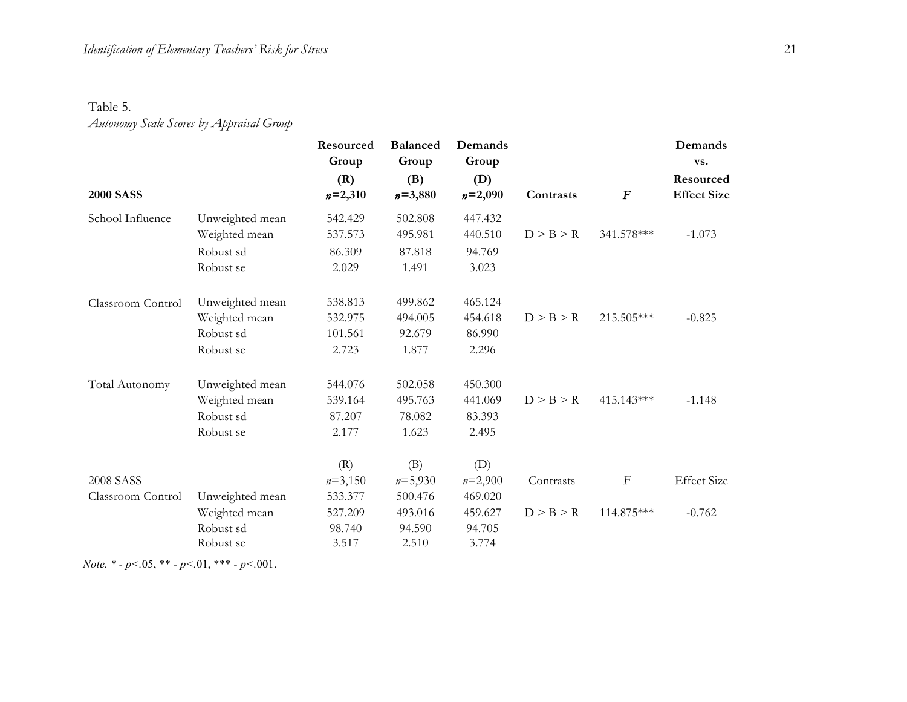Table 5.
*Autonomy Scale Scores by Appraisal Group*

| **2000 SASS** | | **Resourced Group (R)** $n$**=2,310** | **Balanced Group (B)** $n$**=3,880** | **Demands Group (D)** $n$**=2,090** | **Contrasts** | $F$ | **Demands vs. Resourced Effect Size** |
|---|---|---|---|---|---|---|---|
| School Influence | Unweighted mean | 542.429 | 502.808 | 447.432 | | | |
| | Weighted mean | 537.573 | 495.981 | 440.510 | D > B > R | 341.578*** | -1.073 |
| | Robust sd | 86.309 | 87.818 | 94.769 | | | |
| | Robust se | 2.029 | 1.491 | 3.023 | | | |
| Classroom Control | Unweighted mean | 538.813 | 499.862 | 465.124 | | | |
| | Weighted mean | 532.975 | 494.005 | 454.618 | D > B > R | 215.505*** | -0.825 |
| | Robust sd | 101.561 | 92.679 | 86.990 | | | |
| | Robust se | 2.723 | 1.877 | 2.296 | | | |
| Total Autonomy | Unweighted mean | 544.076 | 502.058 | 450.300 | | | |
| | Weighted mean | 539.164 | 495.763 | 441.069 | D > B > R | 415.143*** | -1.148 |
| | Robust sd | 87.207 | 78.082 | 83.393 | | | |
| | Robust se | 2.177 | 1.623 | 2.495 | | | |
| 2008 SASS | | (R) $n$=3,150 | (B) $n$=5,930 | (D) $n$=2,900 | Contrasts | $F$ | Effect Size |
| Classroom Control | Unweighted mean | 533.377 | 500.476 | 469.020 | | | |
| | Weighted mean | 527.209 | 493.016 | 459.627 | D > B > R | 114.875*** | -0.762 |
| | Robust sd | 98.740 | 94.590 | 94.705 | | | |
| | Robust se | 3.517 | 2.510 | 3.774 | | | |

*Note.* * - $p$<.05, ** - $p$<.01, *** - $p$<.001.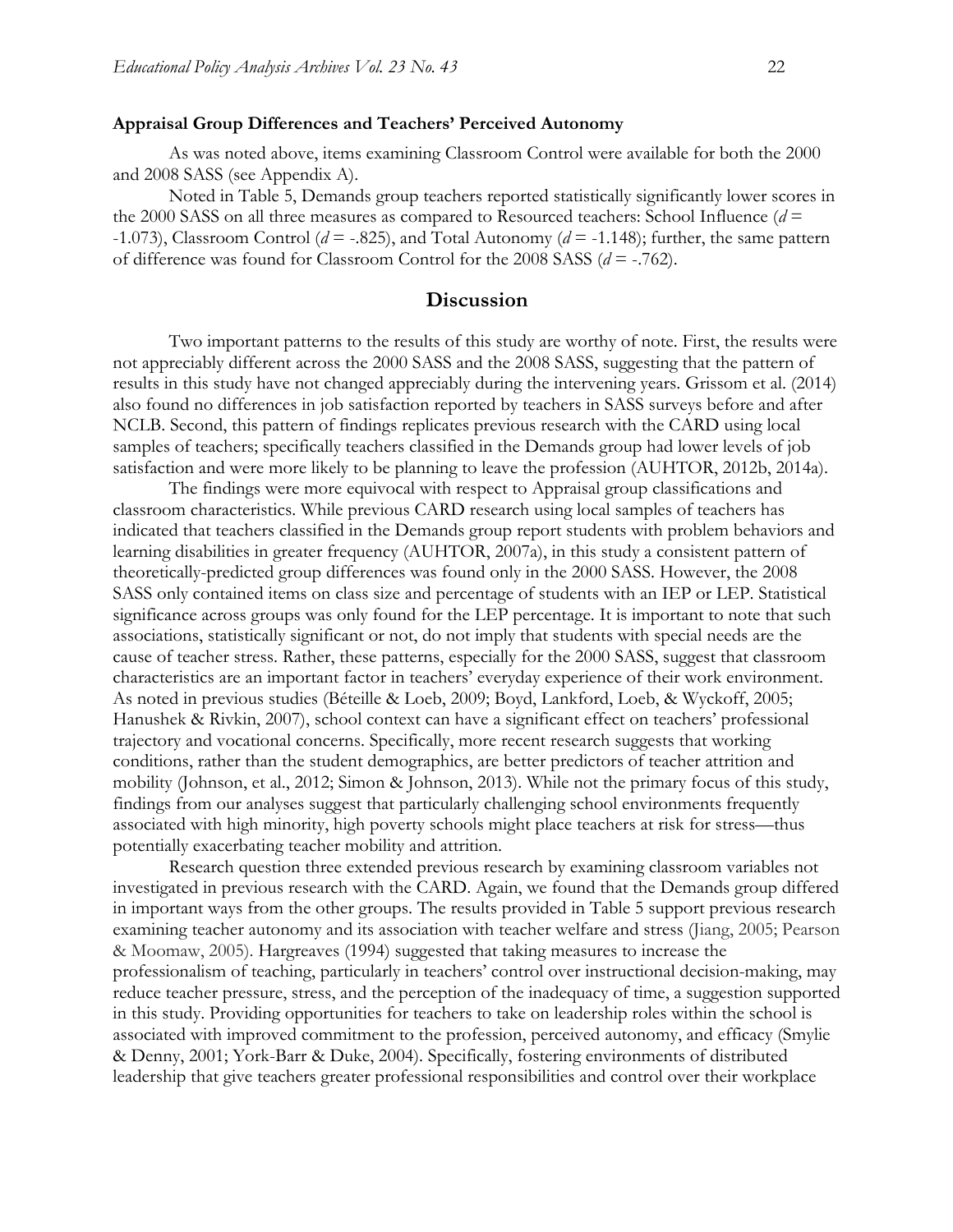### Appraisal Group Differences and Teachers' Perceived Autonomy

As was noted above, items examining Classroom Control were available for both the 2000 and 2008 SASS (see Appendix A).

Noted in Table 5, Demands group teachers reported statistically significantly lower scores in the 2000 SASS on all three measures as compared to Resourced teachers: School Influence ($d$ = -1.073), Classroom Control ($d$ = -.825), and Total Autonomy ($d$ = -1.148); further, the same pattern of difference was found for Classroom Control for the 2008 SASS ($d$ = -.762).

## Discussion

Two important patterns to the results of this study are worthy of note. First, the results were not appreciably different across the 2000 SASS and the 2008 SASS, suggesting that the pattern of results in this study have not changed appreciably during the intervening years. Grissom et al. (2014) also found no differences in job satisfaction reported by teachers in SASS surveys before and after NCLB. Second, this pattern of findings replicates previous research with the CARD using local samples of teachers; specifically teachers classified in the Demands group had lower levels of job satisfaction and were more likely to be planning to leave the profession (AUHTOR, 2012b, 2014a).

The findings were more equivocal with respect to Appraisal group classifications and classroom characteristics. While previous CARD research using local samples of teachers has indicated that teachers classified in the Demands group report students with problem behaviors and learning disabilities in greater frequency (AUHTOR, 2007a), in this study a consistent pattern of theoretically-predicted group differences was found only in the 2000 SASS. However, the 2008 SASS only contained items on class size and percentage of students with an IEP or LEP. Statistical significance across groups was only found for the LEP percentage. It is important to note that such associations, statistically significant or not, do not imply that students with special needs are the cause of teacher stress. Rather, these patterns, especially for the 2000 SASS, suggest that classroom characteristics are an important factor in teachers' everyday experience of their work environment. As noted in previous studies (Béteille & Loeb, 2009; Boyd, Lankford, Loeb, & Wyckoff, 2005; Hanushek & Rivkin, 2007), school context can have a significant effect on teachers' professional trajectory and vocational concerns. Specifically, more recent research suggests that working conditions, rather than the student demographics, are better predictors of teacher attrition and mobility (Johnson, et al., 2012; Simon & Johnson, 2013). While not the primary focus of this study, findings from our analyses suggest that particularly challenging school environments frequently associated with high minority, high poverty schools might place teachers at risk for stress—thus potentially exacerbating teacher mobility and attrition.

Research question three extended previous research by examining classroom variables not investigated in previous research with the CARD. Again, we found that the Demands group differed in important ways from the other groups. The results provided in Table 5 support previous research examining teacher autonomy and its association with teacher welfare and stress (Jiang, 2005; Pearson & Moomaw, 2005). Hargreaves (1994) suggested that taking measures to increase the professionalism of teaching, particularly in teachers' control over instructional decision-making, may reduce teacher pressure, stress, and the perception of the inadequacy of time, a suggestion supported in this study. Providing opportunities for teachers to take on leadership roles within the school is associated with improved commitment to the profession, perceived autonomy, and efficacy (Smylie & Denny, 2001; York-Barr & Duke, 2004). Specifically, fostering environments of distributed leadership that give teachers greater professional responsibilities and control over their workplace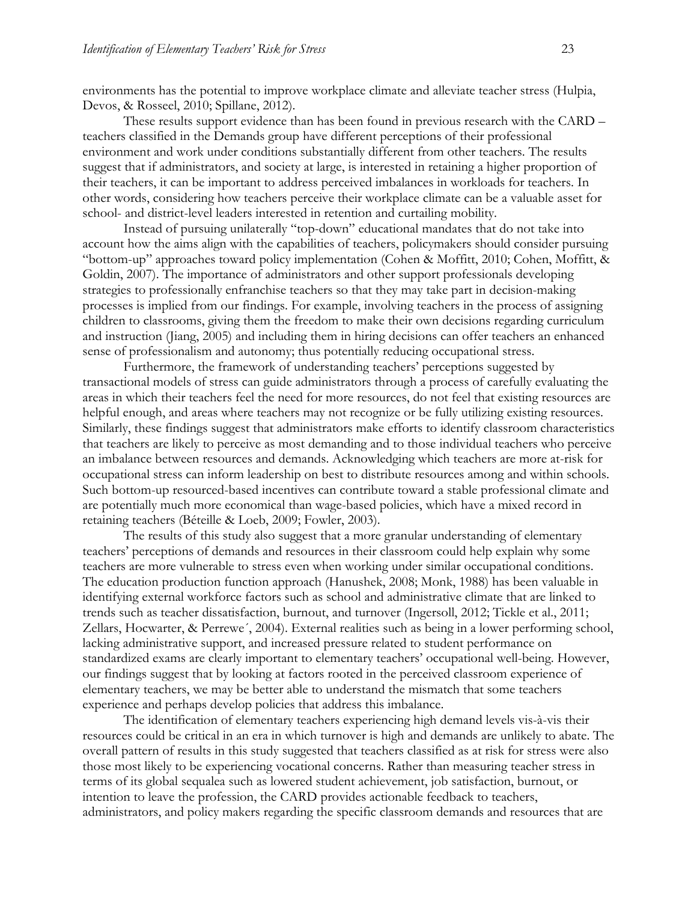environments has the potential to improve workplace climate and alleviate teacher stress (Hulpia, Devos, & Rosseel, 2010; Spillane, 2012).

These results support evidence than has been found in previous research with the CARD – teachers classified in the Demands group have different perceptions of their professional environment and work under conditions substantially different from other teachers. The results suggest that if administrators, and society at large, is interested in retaining a higher proportion of their teachers, it can be important to address perceived imbalances in workloads for teachers. In other words, considering how teachers perceive their workplace climate can be a valuable asset for school- and district-level leaders interested in retention and curtailing mobility.

Instead of pursuing unilaterally "top-down" educational mandates that do not take into account how the aims align with the capabilities of teachers, policymakers should consider pursuing "bottom-up" approaches toward policy implementation (Cohen & Moffitt, 2010; Cohen, Moffitt, & Goldin, 2007). The importance of administrators and other support professionals developing strategies to professionally enfranchise teachers so that they may take part in decision-making processes is implied from our findings. For example, involving teachers in the process of assigning children to classrooms, giving them the freedom to make their own decisions regarding curriculum and instruction (Jiang, 2005) and including them in hiring decisions can offer teachers an enhanced sense of professionalism and autonomy; thus potentially reducing occupational stress.

Furthermore, the framework of understanding teachers' perceptions suggested by transactional models of stress can guide administrators through a process of carefully evaluating the areas in which their teachers feel the need for more resources, do not feel that existing resources are helpful enough, and areas where teachers may not recognize or be fully utilizing existing resources. Similarly, these findings suggest that administrators make efforts to identify classroom characteristics that teachers are likely to perceive as most demanding and to those individual teachers who perceive an imbalance between resources and demands. Acknowledging which teachers are more at-risk for occupational stress can inform leadership on best to distribute resources among and within schools. Such bottom-up resourced-based incentives can contribute toward a stable professional climate and are potentially much more economical than wage-based policies, which have a mixed record in retaining teachers (Béteille & Loeb, 2009; Fowler, 2003).

The results of this study also suggest that a more granular understanding of elementary teachers' perceptions of demands and resources in their classroom could help explain why some teachers are more vulnerable to stress even when working under similar occupational conditions. The education production function approach (Hanushek, 2008; Monk, 1988) has been valuable in identifying external workforce factors such as school and administrative climate that are linked to trends such as teacher dissatisfaction, burnout, and turnover (Ingersoll, 2012; Tickle et al., 2011; Zellars, Hocwarter, & Perrewe´, 2004). External realities such as being in a lower performing school, lacking administrative support, and increased pressure related to student performance on standardized exams are clearly important to elementary teachers' occupational well-being. However, our findings suggest that by looking at factors rooted in the perceived classroom experience of elementary teachers, we may be better able to understand the mismatch that some teachers experience and perhaps develop policies that address this imbalance.

The identification of elementary teachers experiencing high demand levels vis-à-vis their resources could be critical in an era in which turnover is high and demands are unlikely to abate. The overall pattern of results in this study suggested that teachers classified as at risk for stress were also those most likely to be experiencing vocational concerns. Rather than measuring teacher stress in terms of its global sequalea such as lowered student achievement, job satisfaction, burnout, or intention to leave the profession, the CARD provides actionable feedback to teachers, administrators, and policy makers regarding the specific classroom demands and resources that are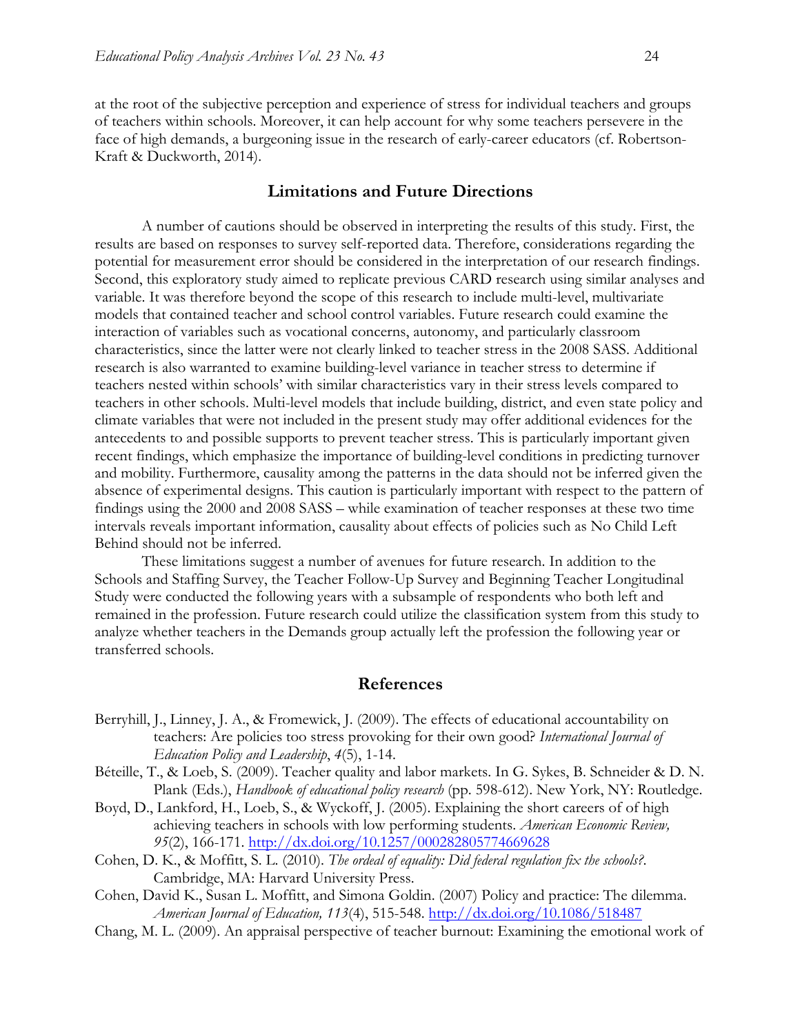at the root of the subjective perception and experience of stress for individual teachers and groups of teachers within schools. Moreover, it can help account for why some teachers persevere in the face of high demands, a burgeoning issue in the research of early-career educators (cf. Robertson-Kraft & Duckworth, 2014).

## Limitations and Future Directions

A number of cautions should be observed in interpreting the results of this study. First, the results are based on responses to survey self-reported data. Therefore, considerations regarding the potential for measurement error should be considered in the interpretation of our research findings. Second, this exploratory study aimed to replicate previous CARD research using similar analyses and variable. It was therefore beyond the scope of this research to include multi-level, multivariate models that contained teacher and school control variables. Future research could examine the interaction of variables such as vocational concerns, autonomy, and particularly classroom characteristics, since the latter were not clearly linked to teacher stress in the 2008 SASS. Additional research is also warranted to examine building-level variance in teacher stress to determine if teachers nested within schools' with similar characteristics vary in their stress levels compared to teachers in other schools. Multi-level models that include building, district, and even state policy and climate variables that were not included in the present study may offer additional evidences for the antecedents to and possible supports to prevent teacher stress. This is particularly important given recent findings, which emphasize the importance of building-level conditions in predicting turnover and mobility. Furthermore, causality among the patterns in the data should not be inferred given the absence of experimental designs. This caution is particularly important with respect to the pattern of findings using the 2000 and 2008 SASS – while examination of teacher responses at these two time intervals reveals important information, causality about effects of policies such as No Child Left Behind should not be inferred.

These limitations suggest a number of avenues for future research. In addition to the Schools and Staffing Survey, the Teacher Follow-Up Survey and Beginning Teacher Longitudinal Study were conducted the following years with a subsample of respondents who both left and remained in the profession. Future research could utilize the classification system from this study to analyze whether teachers in the Demands group actually left the profession the following year or transferred schools.

## References

Berryhill, J., Linney, J. A., & Fromewick, J. (2009). The effects of educational accountability on teachers: Are policies too stress provoking for their own good? *International Journal of Education Policy and Leadership*, *4*(5), 1-14.

Béteille, T., & Loeb, S. (2009). Teacher quality and labor markets. In G. Sykes, B. Schneider & D. N. Plank (Eds.), *Handbook of educational policy research* (pp. 598-612). New York, NY: Routledge.

Boyd, D., Lankford, H., Loeb, S., & Wyckoff, J. (2005). Explaining the short careers of of high achieving teachers in schools with low performing students. *American Economic Review, 95*(2), 166-171. http://dx.doi.org/10.1257/000282805774669628

Cohen, D. K., & Moffitt, S. L. (2010). *The ordeal of equality: Did federal regulation fix the schools?*. Cambridge, MA: Harvard University Press.

Cohen, David K., Susan L. Moffitt, and Simona Goldin. (2007) Policy and practice: The dilemma. *American Journal of Education, 113*(4), 515-548. http://dx.doi.org/10.1086/518487

Chang, M. L. (2009). An appraisal perspective of teacher burnout: Examining the emotional work of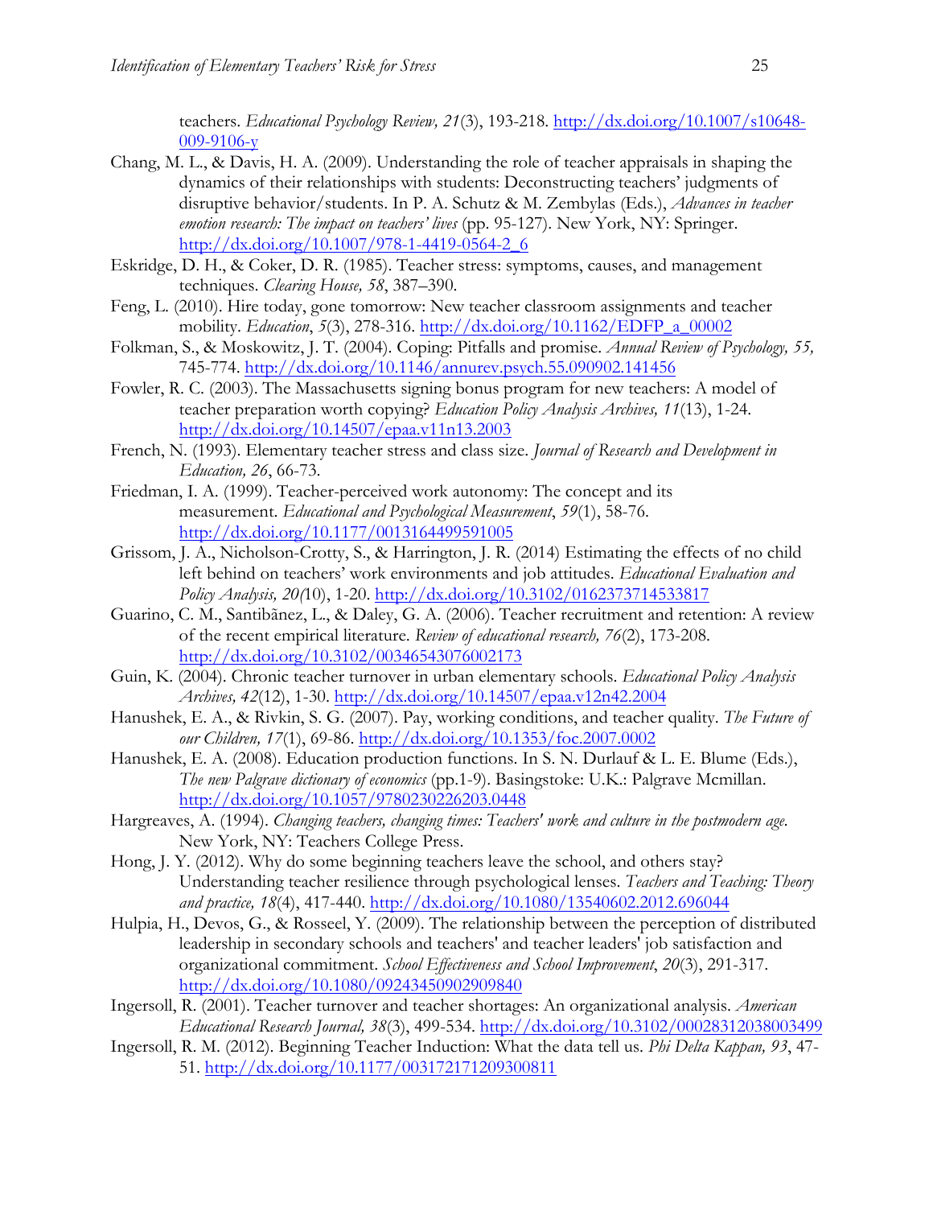teachers. *Educational Psychology Review, 21*(3), 193-218. http://dx.doi.org/10.1007/s10648-009-9106-y

Chang, M. L., & Davis, H. A. (2009). Understanding the role of teacher appraisals in shaping the dynamics of their relationships with students: Deconstructing teachers' judgments of disruptive behavior/students. In P. A. Schutz & M. Zembylas (Eds.), *Advances in teacher emotion research: The impact on teachers' lives* (pp. 95-127). New York, NY: Springer. http://dx.doi.org/10.1007/978-1-4419-0564-2_6

Eskridge, D. H., & Coker, D. R. (1985). Teacher stress: symptoms, causes, and management techniques. *Clearing House, 58*, 387–390.

Feng, L. (2010). Hire today, gone tomorrow: New teacher classroom assignments and teacher mobility. *Education*, *5*(3), 278-316. http://dx.doi.org/10.1162/EDFP_a_00002

Folkman, S., & Moskowitz, J. T. (2004). Coping: Pitfalls and promise. *Annual Review of Psychology, 55,* 745-774. http://dx.doi.org/10.1146/annurev.psych.55.090902.141456

Fowler, R. C. (2003). The Massachusetts signing bonus program for new teachers: A model of teacher preparation worth copying? *Education Policy Analysis Archives, 11*(13), 1-24. http://dx.doi.org/10.14507/epaa.v11n13.2003

French, N. (1993). Elementary teacher stress and class size. *Journal of Research and Development in Education, 26*, 66-73.

Friedman, I. A. (1999). Teacher-perceived work autonomy: The concept and its measurement. *Educational and Psychological Measurement*, *59*(1), 58-76. http://dx.doi.org/10.1177/0013164499591005

Grissom, J. A., Nicholson-Crotty, S., & Harrington, J. R. (2014) Estimating the effects of no child left behind on teachers' work environments and job attitudes. *Educational Evaluation and Policy Analysis, 20(*10), 1-20. http://dx.doi.org/10.3102/0162373714533817

Guarino, C. M., Santibãnez, L., & Daley, G. A. (2006). Teacher recruitment and retention: A review of the recent empirical literature. *Review of educational research, 76*(2), 173-208. http://dx.doi.org/10.3102/00346543076002173

Guin, K. (2004). Chronic teacher turnover in urban elementary schools. *Educational Policy Analysis Archives, 42*(12), 1-30. http://dx.doi.org/10.14507/epaa.v12n42.2004

Hanushek, E. A., & Rivkin, S. G. (2007). Pay, working conditions, and teacher quality. *The Future of our Children, 17*(1), 69-86. http://dx.doi.org/10.1353/foc.2007.0002

Hanushek, E. A. (2008). Education production functions. In S. N. Durlauf & L. E. Blume (Eds.), *The new Palgrave dictionary of economics* (pp.1-9). Basingstoke: U.K.: Palgrave Mcmillan. http://dx.doi.org/10.1057/9780230226203.0448

Hargreaves, A. (1994). *Changing teachers, changing times: Teachers' work and culture in the postmodern age.* New York, NY: Teachers College Press.

Hong, J. Y. (2012). Why do some beginning teachers leave the school, and others stay? Understanding teacher resilience through psychological lenses. *Teachers and Teaching: Theory and practice, 18*(4), 417-440. http://dx.doi.org/10.1080/13540602.2012.696044

Hulpia, H., Devos, G., & Rosseel, Y. (2009). The relationship between the perception of distributed leadership in secondary schools and teachers' and teacher leaders' job satisfaction and organizational commitment. *School Effectiveness and School Improvement*, *20*(3), 291-317. http://dx.doi.org/10.1080/09243450902909840

Ingersoll, R. (2001). Teacher turnover and teacher shortages: An organizational analysis. *American Educational Research Journal, 38*(3), 499-534. http://dx.doi.org/10.3102/00028312038003499

Ingersoll, R. M. (2012). Beginning Teacher Induction: What the data tell us. *Phi Delta Kappan, 93*, 47-51. http://dx.doi.org/10.1177/003172171209300811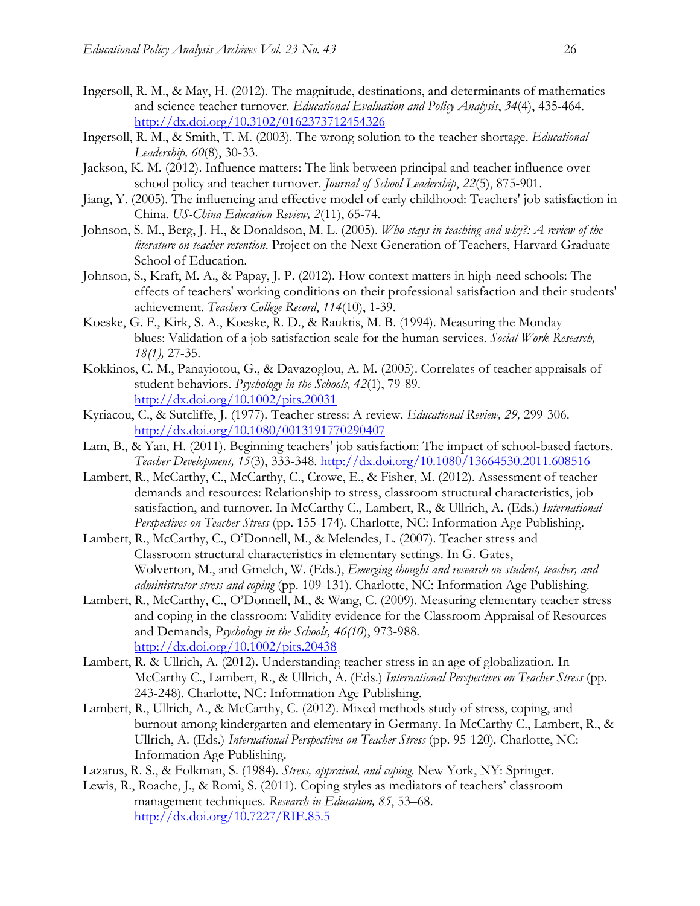Ingersoll, R. M., & May, H. (2012). The magnitude, destinations, and determinants of mathematics and science teacher turnover. *Educational Evaluation and Policy Analysis*, *34*(4), 435-464. http://dx.doi.org/10.3102/0162373712454326

Ingersoll, R. M., & Smith, T. M. (2003). The wrong solution to the teacher shortage. *Educational Leadership, 60*(8), 30-33.

Jackson, K. M. (2012). Influence matters: The link between principal and teacher influence over school policy and teacher turnover. *Journal of School Leadership*, *22*(5), 875-901.

Jiang, Y. (2005). The influencing and effective model of early childhood: Teachers' job satisfaction in China. *US-China Education Review, 2*(11), 65-74.

Johnson, S. M., Berg, J. H., & Donaldson, M. L. (2005). *Who stays in teaching and why?: A review of the literature on teacher retention*. Project on the Next Generation of Teachers, Harvard Graduate School of Education.

Johnson, S., Kraft, M. A., & Papay, J. P. (2012). How context matters in high-need schools: The effects of teachers' working conditions on their professional satisfaction and their students' achievement. *Teachers College Record*, *114*(10), 1-39.

Koeske, G. F., Kirk, S. A., Koeske, R. D., & Rauktis, M. B. (1994). Measuring the Monday blues: Validation of a job satisfaction scale for the human services. *Social Work Research, 18(1),* 27-35.

Kokkinos, C. M., Panayiotou, G., & Davazoglou, A. M. (2005). Correlates of teacher appraisals of student behaviors. *Psychology in the Schools, 42*(1), 79-89. http://dx.doi.org/10.1002/pits.20031

Kyriacou, C., & Sutcliffe, J. (1977). Teacher stress: A review. *Educational Review, 29,* 299-306. http://dx.doi.org/10.1080/0013191770290407

Lam, B., & Yan, H. (2011). Beginning teachers' job satisfaction: The impact of school-based factors. *Teacher Development, 15*(3), 333-348. http://dx.doi.org/10.1080/13664530.2011.608516

Lambert, R., McCarthy, C., McCarthy, C., Crowe, E., & Fisher, M. (2012). Assessment of teacher demands and resources: Relationship to stress, classroom structural characteristics, job satisfaction, and turnover. In McCarthy C., Lambert, R., & Ullrich, A. (Eds.) *International Perspectives on Teacher Stress* (pp. 155-174). Charlotte, NC: Information Age Publishing.

Lambert, R., McCarthy, C., O'Donnell, M., & Melendes, L. (2007). Teacher stress and Classroom structural characteristics in elementary settings. In G. Gates, Wolverton, M., and Gmelch, W. (Eds.), *Emerging thought and research on student, teacher, and administrator stress and coping* (pp. 109-131). Charlotte, NC: Information Age Publishing.

Lambert, R., McCarthy, C., O'Donnell, M., & Wang, C. (2009). Measuring elementary teacher stress and coping in the classroom: Validity evidence for the Classroom Appraisal of Resources and Demands, *Psychology in the Schools, 46(10*), 973-988. http://dx.doi.org/10.1002/pits.20438

Lambert, R. & Ullrich, A. (2012). Understanding teacher stress in an age of globalization. In McCarthy C., Lambert, R., & Ullrich, A. (Eds.) *International Perspectives on Teacher Stress* (pp. 243-248). Charlotte, NC: Information Age Publishing.

Lambert, R., Ullrich, A., & McCarthy, C. (2012). Mixed methods study of stress, coping, and burnout among kindergarten and elementary in Germany. In McCarthy C., Lambert, R., & Ullrich, A. (Eds.) *International Perspectives on Teacher Stress* (pp. 95-120). Charlotte, NC: Information Age Publishing.

Lazarus, R. S., & Folkman, S. (1984). *Stress, appraisal, and coping.* New York, NY: Springer.

Lewis, R., Roache, J., & Romi, S. (2011). Coping styles as mediators of teachers' classroom management techniques. *Research in Education, 85*, 53–68. http://dx.doi.org/10.7227/RIE.85.5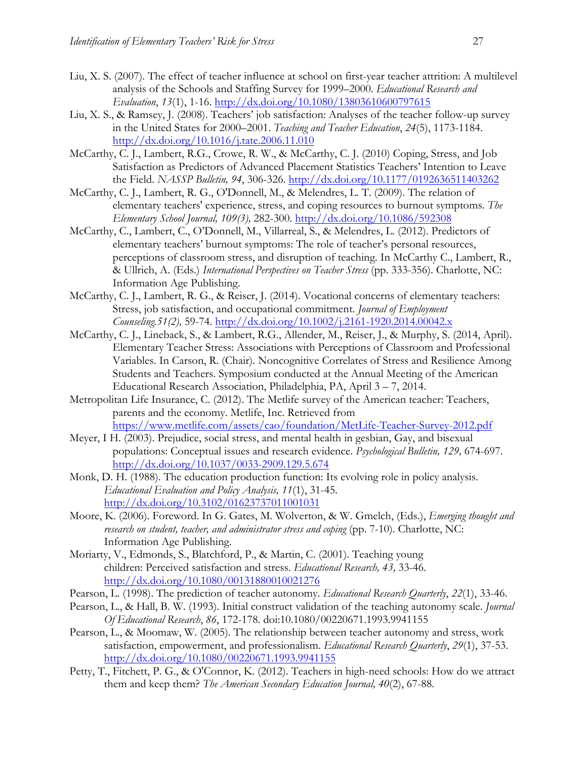Liu, X. S. (2007). The effect of teacher influence at school on first-year teacher attrition: A multilevel analysis of the Schools and Staffing Survey for 1999–2000. *Educational Research and Evaluation*, *13*(1), 1-16. http://dx.doi.org/10.1080/13803610600797615

Liu, X. S., & Ramsey, J. (2008). Teachers' job satisfaction: Analyses of the teacher follow-up survey in the United States for 2000–2001. *Teaching and Teacher Education*, *24*(5), 1173-1184. http://dx.doi.org/10.1016/j.tate.2006.11.010

McCarthy, C. J., Lambert, R.G., Crowe, R. W., & McCarthy, C. J. (2010) Coping, Stress, and Job Satisfaction as Predictors of Advanced Placement Statistics Teachers' Intention to Leave the Field. *NASSP Bulletin, 94*, 306-326. http://dx.doi.org/10.1177/0192636511403262

McCarthy, C. J., Lambert, R. G., O'Donnell, M., & Melendres, L. T. (2009). The relation of elementary teachers' experience, stress, and coping resources to burnout symptoms. *The Elementary School Journal, 109(3),* 282-300. http://dx.doi.org/10.1086/592308

McCarthy, C., Lambert, C., O'Donnell, M., Villarreal, S., & Melendres, L. (2012). Predictors of elementary teachers' burnout symptoms: The role of teacher's personal resources, perceptions of classroom stress, and disruption of teaching. In McCarthy C., Lambert, R., & Ullrich, A. (Eds.) *International Perspectives on Teacher Stress* (pp. 333-356). Charlotte, NC: Information Age Publishing.

McCarthy, C. J., Lambert, R. G., & Reiser, J. (2014). Vocational concerns of elementary teachers: Stress, job satisfaction, and occupational commitment. *Journal of Employment Counseling.51(2),* 59-74. http://dx.doi.org/10.1002/j.2161-1920.2014.00042.x

McCarthy, C. J., Lineback, S., & Lambert, R.G., Allender, M., Reiser, J., & Murphy, S. (2014, April). Elementary Teacher Stress: Associations with Perceptions of Classroom and Professional Variables. In Carson, R. (Chair). Noncognitive Correlates of Stress and Resilience Among Students and Teachers. Symposium conducted at the Annual Meeting of the American Educational Research Association, Philadelphia, PA, April 3 – 7, 2014.

Metropolitan Life Insurance, C. (2012). The Metlife survey of the American teacher: Teachers, parents and the economy. Metlife, Inc. Retrieved from https://www.metlife.com/assets/cao/foundation/MetLife-Teacher-Survey-2012.pdf

Meyer, I H. (2003). Prejudice, social stress, and mental health in gesbian, Gay, and bisexual populations: Conceptual issues and research evidence. *Psychological Bulletin, 129,* 674-697. http://dx.doi.org/10.1037/0033-2909.129.5.674

Monk, D. H. (1988). The education production function: Its evolving role in policy analysis. *Educational Evaluation and Policy Analysis, 11*(1), 31-45. http://dx.doi.org/10.3102/01623737011001031

Moore, K. (2006). Foreword. In G. Gates, M. Wolverton, & W. Gmelch, (Eds.), *Emerging thought and research on student, teacher, and administrator stress and coping* (pp. 7-10). Charlotte, NC: Information Age Publishing.

Moriarty, V., Edmonds, S., Blatchford, P., & Martin, C. (2001). Teaching young children: Perceived satisfaction and stress. *Educational Research, 43,* 33-46. http://dx.doi.org/10.1080/00131880010021276

Pearson, L. (1998). The prediction of teacher autonomy. *Educational Research Quarterly*, *22*(1), 33-46.

Pearson, L., & Hall, B. W. (1993). Initial construct validation of the teaching autonomy scale. *Journal Of Educational Research*, *86*, 172-178. doi:10.1080/00220671.1993.9941155

Pearson, L., & Moomaw, W. (2005). The relationship between teacher autonomy and stress, work satisfaction, empowerment, and professionalism. *Educational Research Quarterly*, *29*(1), 37-53. http://dx.doi.org/10.1080/00220671.1993.9941155

Petty, T., Fitchett, P. G., & O'Connor, K. (2012). Teachers in high-need schools: How do we attract them and keep them? *The American Secondary Education Journal, 40*(2), 67-88.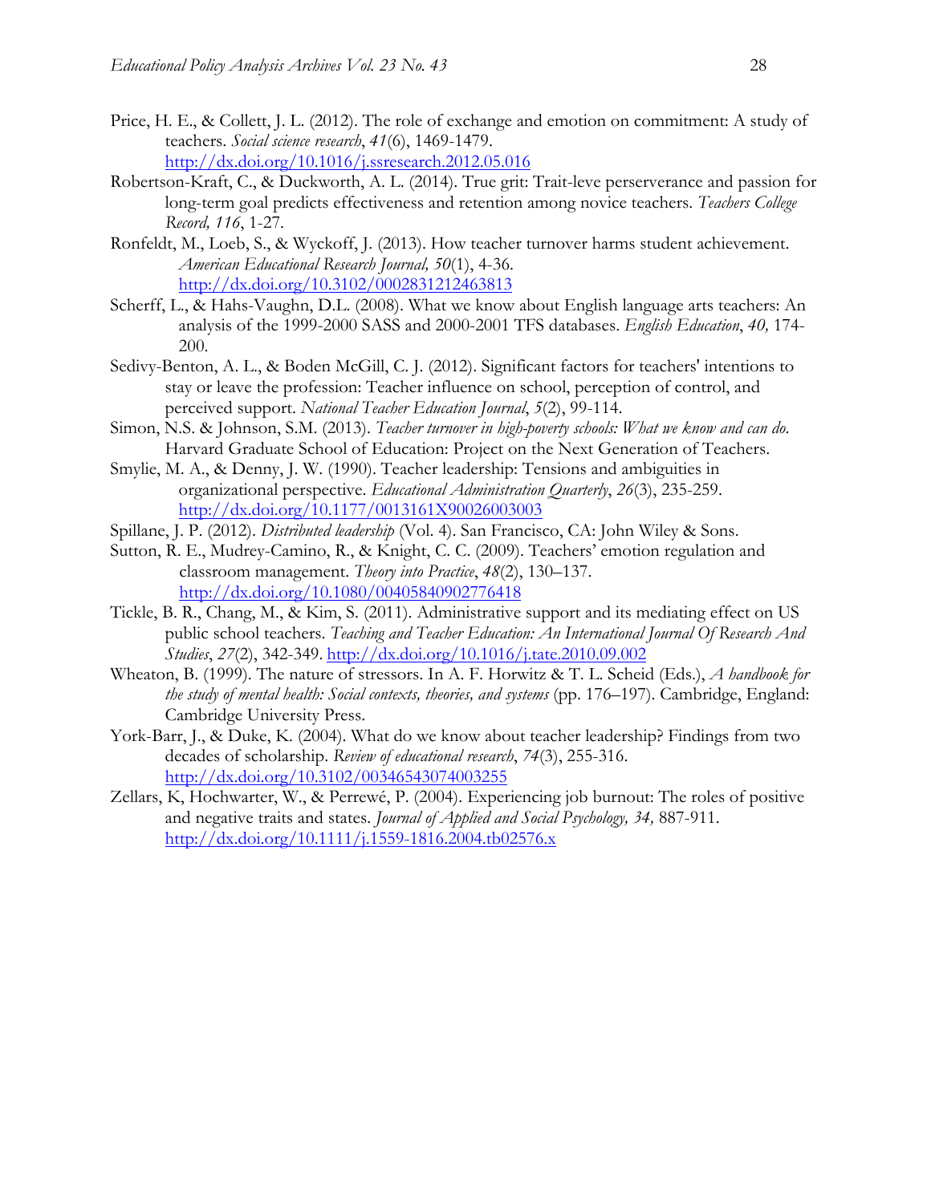Price, H. E., & Collett, J. L. (2012). The role of exchange and emotion on commitment: A study of teachers. *Social science research*, *41*(6), 1469-1479. http://dx.doi.org/10.1016/j.ssresearch.2012.05.016

Robertson-Kraft, C., & Duckworth, A. L. (2014). True grit: Trait-leve perserverance and passion for long-term goal predicts effectiveness and retention among novice teachers. *Teachers College Record, 116*, 1-27.

Ronfeldt, M., Loeb, S., & Wyckoff, J. (2013). How teacher turnover harms student achievement. *American Educational Research Journal, 50*(1), 4-36. http://dx.doi.org/10.3102/0002831212463813

Scherff, L., & Hahs-Vaughn, D.L. (2008). What we know about English language arts teachers: An analysis of the 1999-2000 SASS and 2000-2001 TFS databases. *English Education*, *40,* 174-200.

Sedivy-Benton, A. L., & Boden McGill, C. J. (2012). Significant factors for teachers' intentions to stay or leave the profession: Teacher influence on school, perception of control, and perceived support. *National Teacher Education Journal*, *5*(2), 99-114.

Simon, N.S. & Johnson, S.M. (2013). *Teacher turnover in high-poverty schools: What we know and can do.* Harvard Graduate School of Education: Project on the Next Generation of Teachers.

Smylie, M. A., & Denny, J. W. (1990). Teacher leadership: Tensions and ambiguities in organizational perspective. *Educational Administration Quarterly*, *26*(3), 235-259. http://dx.doi.org/10.1177/0013161X90026003003

Spillane, J. P. (2012). *Distributed leadership* (Vol. 4). San Francisco, CA: John Wiley & Sons.

Sutton, R. E., Mudrey-Camino, R., & Knight, C. C. (2009). Teachers' emotion regulation and classroom management. *Theory into Practice*, *48*(2), 130–137. http://dx.doi.org/10.1080/00405840902776418

Tickle, B. R., Chang, M., & Kim, S. (2011). Administrative support and its mediating effect on US public school teachers. *Teaching and Teacher Education: An International Journal Of Research And Studies*, *27*(2), 342-349. http://dx.doi.org/10.1016/j.tate.2010.09.002

Wheaton, B. (1999). The nature of stressors. In A. F. Horwitz & T. L. Scheid (Eds.), *A handbook for the study of mental health: Social contexts, theories, and systems* (pp. 176–197). Cambridge, England: Cambridge University Press.

York-Barr, J., & Duke, K. (2004). What do we know about teacher leadership? Findings from two decades of scholarship. *Review of educational research*, *74*(3), 255-316. http://dx.doi.org/10.3102/00346543074003255

Zellars, K, Hochwarter, W., & Perrewé, P. (2004). Experiencing job burnout: The roles of positive and negative traits and states. *Journal of Applied and Social Psychology, 34,* 887-911. http://dx.doi.org/10.1111/j.1559-1816.2004.tb02576.x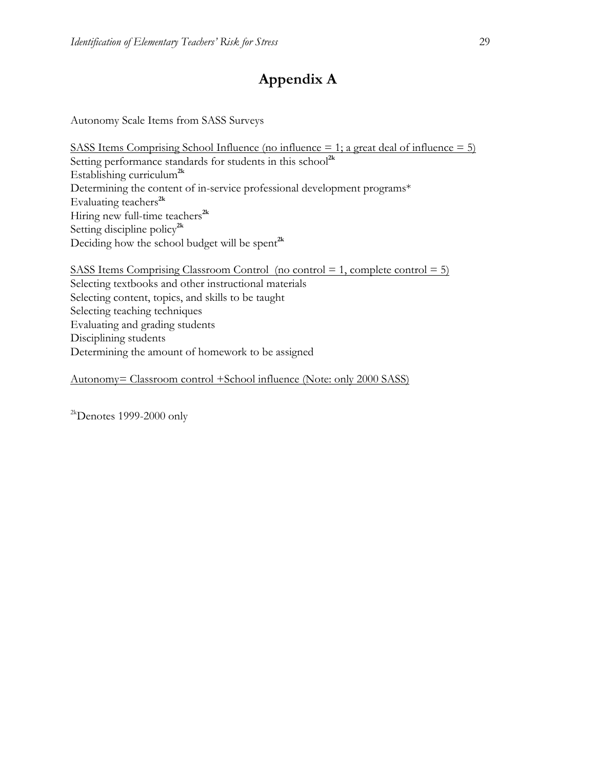# Appendix A

Autonomy Scale Items from SASS Surveys

<u>SASS Items Comprising School Influence (no influence = 1; a great deal of influence = 5)</u>
Setting performance standards for students in this school[2k]
Establishing curriculum[2k]
Determining the content of in-service professional development programs*
Evaluating teachers[2k]
Hiring new full-time teachers[2k]
Setting discipline policy[2k]
Deciding how the school budget will be spent[2k]

<u>SASS Items Comprising Classroom Control (no control = 1, complete control = 5)</u>
Selecting textbooks and other instructional materials
Selecting content, topics, and skills to be taught
Selecting teaching techniques
Evaluating and grading students
Disciplining students
Determining the amount of homework to be assigned

<u>Autonomy= Classroom control +School influence (Note: only 2000 SASS)</u>

[2k]Denotes 1999-2000 only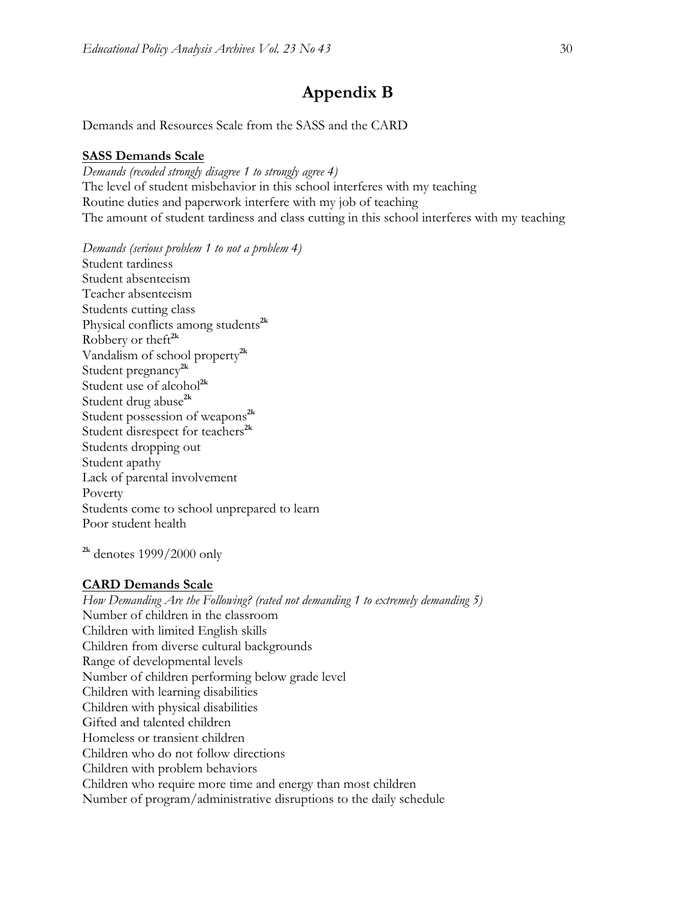# Appendix B

Demands and Resources Scale from the SASS and the CARD

**SASS Demands Scale**

*Demands (recoded strongly disagree 1 to strongly agree 4)*
The level of student misbehavior in this school interferes with my teaching
Routine duties and paperwork interfere with my job of teaching
The amount of student tardiness and class cutting in this school interferes with my teaching

*Demands (serious problem 1 to not a problem 4)*
Student tardiness
Student absenteeism
Teacher absenteeism
Students cutting class
Physical conflicts among students[2k]
Robbery or theft[2k]
Vandalism of school property[2k]
Student pregnancy[2k]
Student use of alcohol[2k]
Student drug abuse[2k]
Student possession of weapons[2k]
Student disrespect for teachers[2k]
Students dropping out
Student apathy
Lack of parental involvement
Poverty
Students come to school unprepared to learn
Poor student health

[2k] denotes 1999/2000 only

**CARD Demands Scale**

*How Demanding Are the Following? (rated not demanding 1 to extremely demanding 5)*
Number of children in the classroom
Children with limited English skills
Children from diverse cultural backgrounds
Range of developmental levels
Number of children performing below grade level
Children with learning disabilities
Children with physical disabilities
Gifted and talented children
Homeless or transient children
Children who do not follow directions
Children with problem behaviors
Children who require more time and energy than most children
Number of program/administrative disruptions to the daily schedule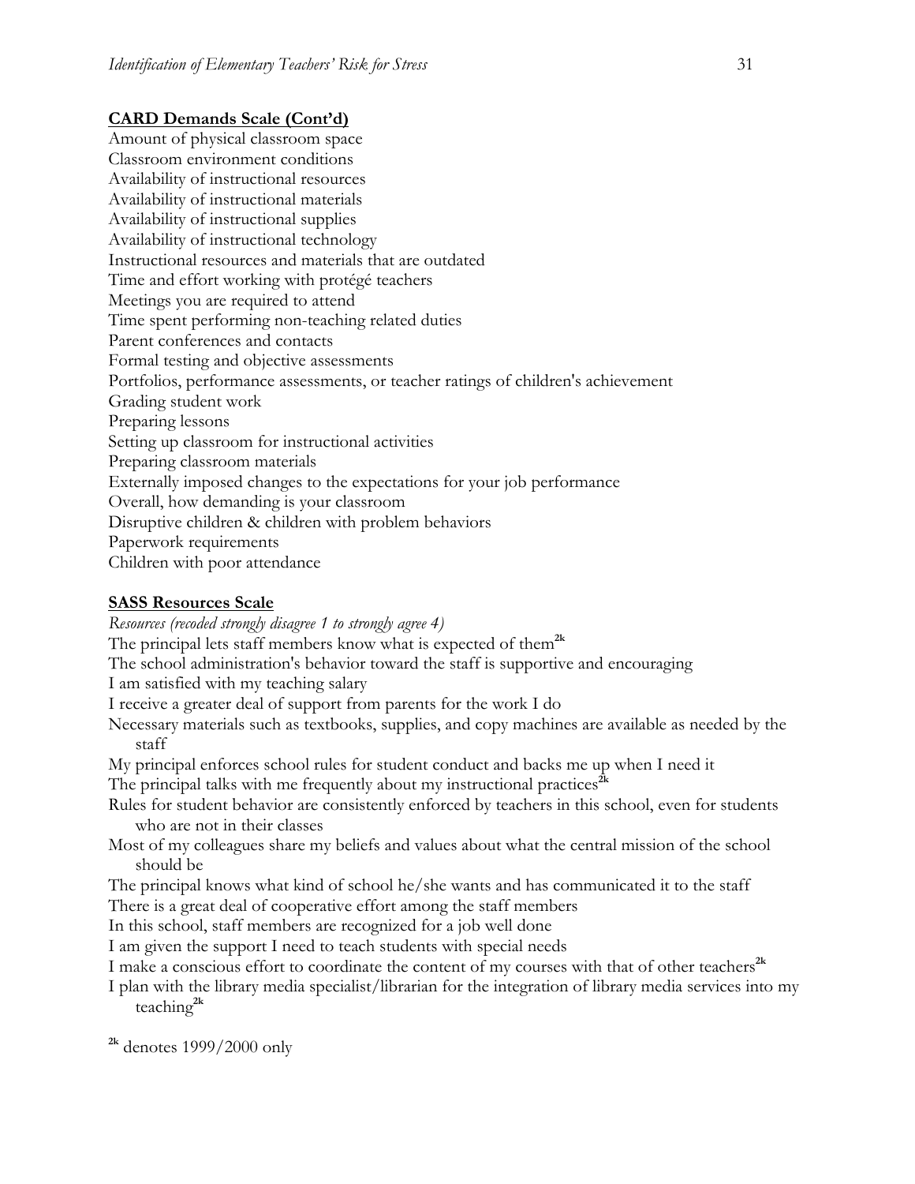**CARD Demands Scale (Cont'd)**

Amount of physical classroom space
Classroom environment conditions
Availability of instructional resources
Availability of instructional materials
Availability of instructional supplies
Availability of instructional technology
Instructional resources and materials that are outdated
Time and effort working with protégé teachers
Meetings you are required to attend
Time spent performing non-teaching related duties
Parent conferences and contacts
Formal testing and objective assessments
Portfolios, performance assessments, or teacher ratings of children's achievement
Grading student work
Preparing lessons
Setting up classroom for instructional activities
Preparing classroom materials
Externally imposed changes to the expectations for your job performance
Overall, how demanding is your classroom
Disruptive children & children with problem behaviors
Paperwork requirements
Children with poor attendance

**SASS Resources Scale**

*Resources (recoded strongly disagree 1 to strongly agree 4)*
The principal lets staff members know what is expected of them[2k]
The school administration's behavior toward the staff is supportive and encouraging
I am satisfied with my teaching salary
I receive a greater deal of support from parents for the work I do
Necessary materials such as textbooks, supplies, and copy machines are available as needed by the staff
My principal enforces school rules for student conduct and backs me up when I need it
The principal talks with me frequently about my instructional practices[2k]
Rules for student behavior are consistently enforced by teachers in this school, even for students who are not in their classes
Most of my colleagues share my beliefs and values about what the central mission of the school should be
The principal knows what kind of school he/she wants and has communicated it to the staff
There is a great deal of cooperative effort among the staff members
In this school, staff members are recognized for a job well done
I am given the support I need to teach students with special needs
I make a conscious effort to coordinate the content of my courses with that of other teachers[2k]
I plan with the library media specialist/librarian for the integration of library media services into my teaching[2k]

[2k] denotes 1999/2000 only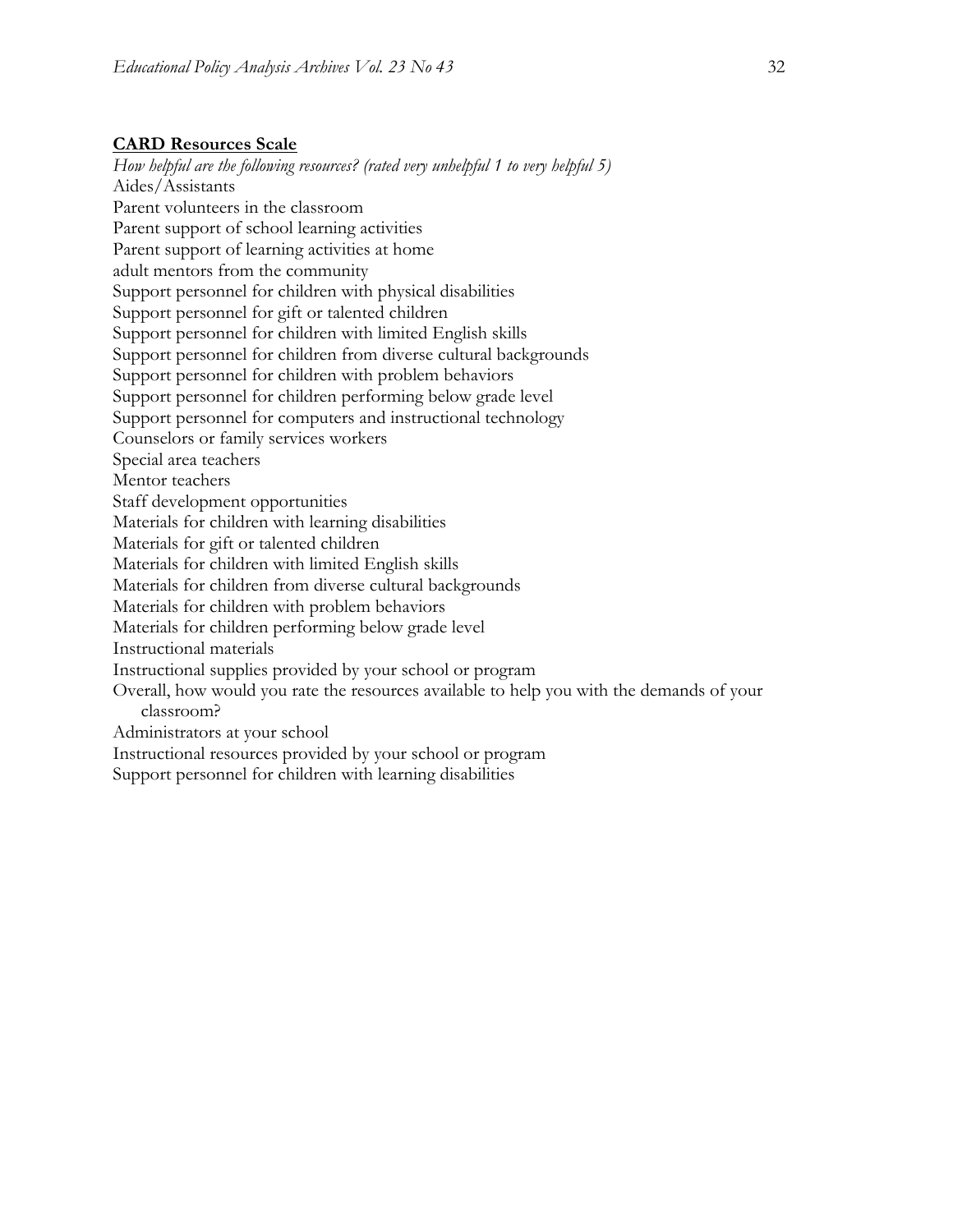**CARD Resources Scale**

*How helpful are the following resources? (rated very unhelpful 1 to very helpful 5)*

Aides/Assistants
Parent volunteers in the classroom
Parent support of school learning activities
Parent support of learning activities at home
adult mentors from the community
Support personnel for children with physical disabilities
Support personnel for gift or talented children
Support personnel for children with limited English skills
Support personnel for children from diverse cultural backgrounds
Support personnel for children with problem behaviors
Support personnel for children performing below grade level
Support personnel for computers and instructional technology
Counselors or family services workers
Special area teachers
Mentor teachers
Staff development opportunities
Materials for children with learning disabilities
Materials for gift or talented children
Materials for children with limited English skills
Materials for children from diverse cultural backgrounds
Materials for children with problem behaviors
Materials for children performing below grade level
Instructional materials
Instructional supplies provided by your school or program
Overall, how would you rate the resources available to help you with the demands of your classroom?
Administrators at your school
Instructional resources provided by your school or program
Support personnel for children with learning disabilities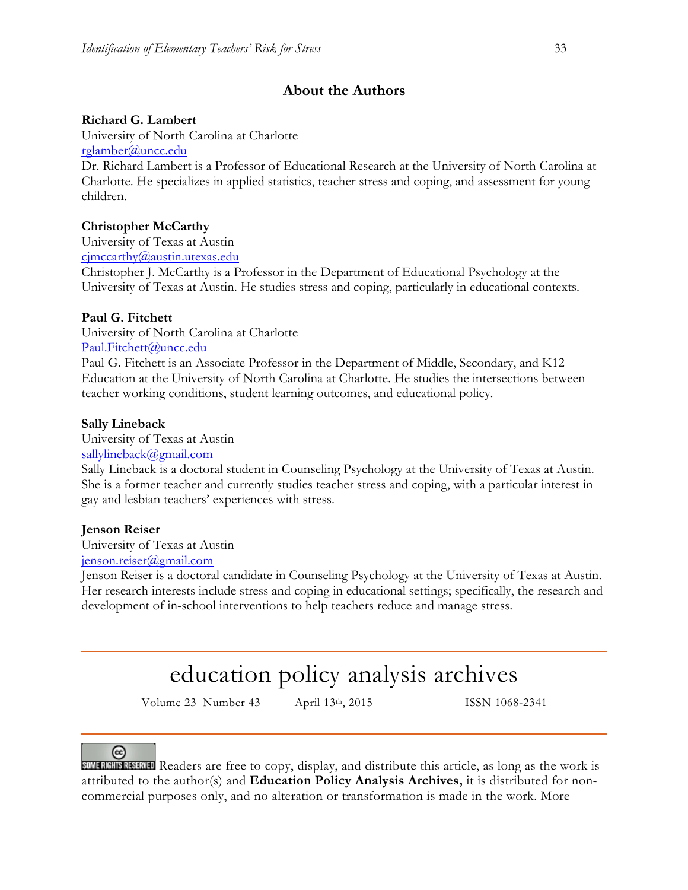## About the Authors

**Richard G. Lambert**
University of North Carolina at Charlotte
rglamber@uncc.edu
Dr. Richard Lambert is a Professor of Educational Research at the University of North Carolina at Charlotte. He specializes in applied statistics, teacher stress and coping, and assessment for young children.

**Christopher McCarthy**
University of Texas at Austin
cjmccarthy@austin.utexas.edu
Christopher J. McCarthy is a Professor in the Department of Educational Psychology at the University of Texas at Austin. He studies stress and coping, particularly in educational contexts.

**Paul G. Fitchett**
University of North Carolina at Charlotte
Paul.Fitchett@uncc.edu
Paul G. Fitchett is an Associate Professor in the Department of Middle, Secondary, and K12 Education at the University of North Carolina at Charlotte. He studies the intersections between teacher working conditions, student learning outcomes, and educational policy.

**Sally Lineback**
University of Texas at Austin
sallylineback@gmail.com
Sally Lineback is a doctoral student in Counseling Psychology at the University of Texas at Austin. She is a former teacher and currently studies teacher stress and coping, with a particular interest in gay and lesbian teachers' experiences with stress.

**Jenson Reiser**
University of Texas at Austin
jenson.reiser@gmail.com
Jenson Reiser is a doctoral candidate in Counseling Psychology at the University of Texas at Austin. Her research interests include stress and coping in educational settings; specifically, the research and development of in-school interventions to help teachers reduce and manage stress.

---

# education policy analysis archives

Volume 23 Number 43 April 13th, 2015 ISSN 1068-2341

---

SOME RIGHTS RESERVED Readers are free to copy, display, and distribute this article, as long as the work is attributed to the author(s) and **Education Policy Analysis Archives,** it is distributed for non-commercial purposes only, and no alteration or transformation is made in the work. More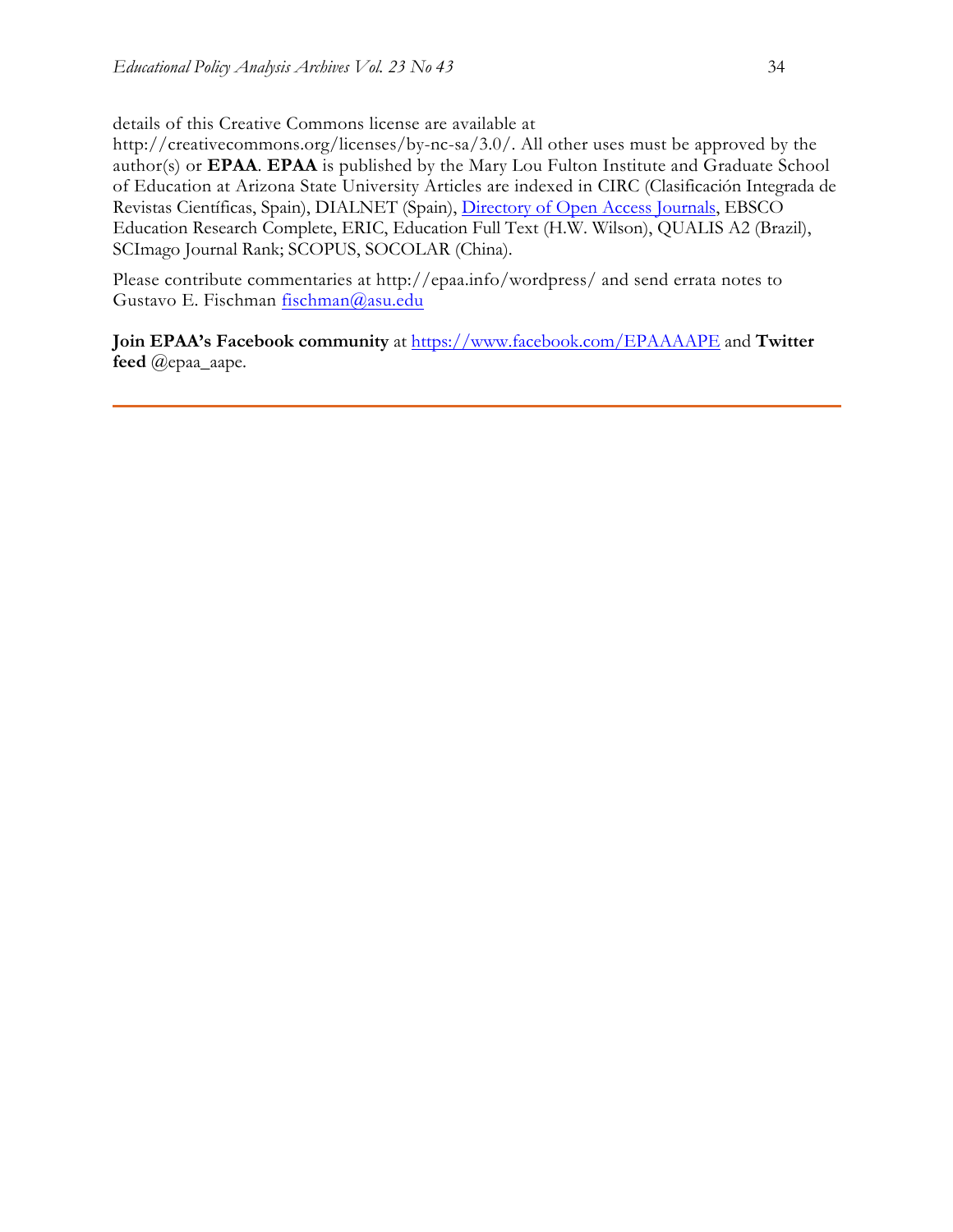details of this Creative Commons license are available at http://creativecommons.org/licenses/by-nc-sa/3.0/. All other uses must be approved by the author(s) or **EPAA**. **EPAA** is published by the Mary Lou Fulton Institute and Graduate School of Education at Arizona State University Articles are indexed in CIRC (Clasificación Integrada de Revistas Científicas, Spain), DIALNET (Spain), Directory of Open Access Journals, EBSCO Education Research Complete, ERIC, Education Full Text (H.W. Wilson), QUALIS A2 (Brazil), SCImago Journal Rank; SCOPUS, SOCOLAR (China).

Please contribute commentaries at http://epaa.info/wordpress/ and send errata notes to Gustavo E. Fischman fischman@asu.edu

**Join EPAA's Facebook community** at https://www.facebook.com/EPAAAAPE and **Twitter feed** @epaa_aape.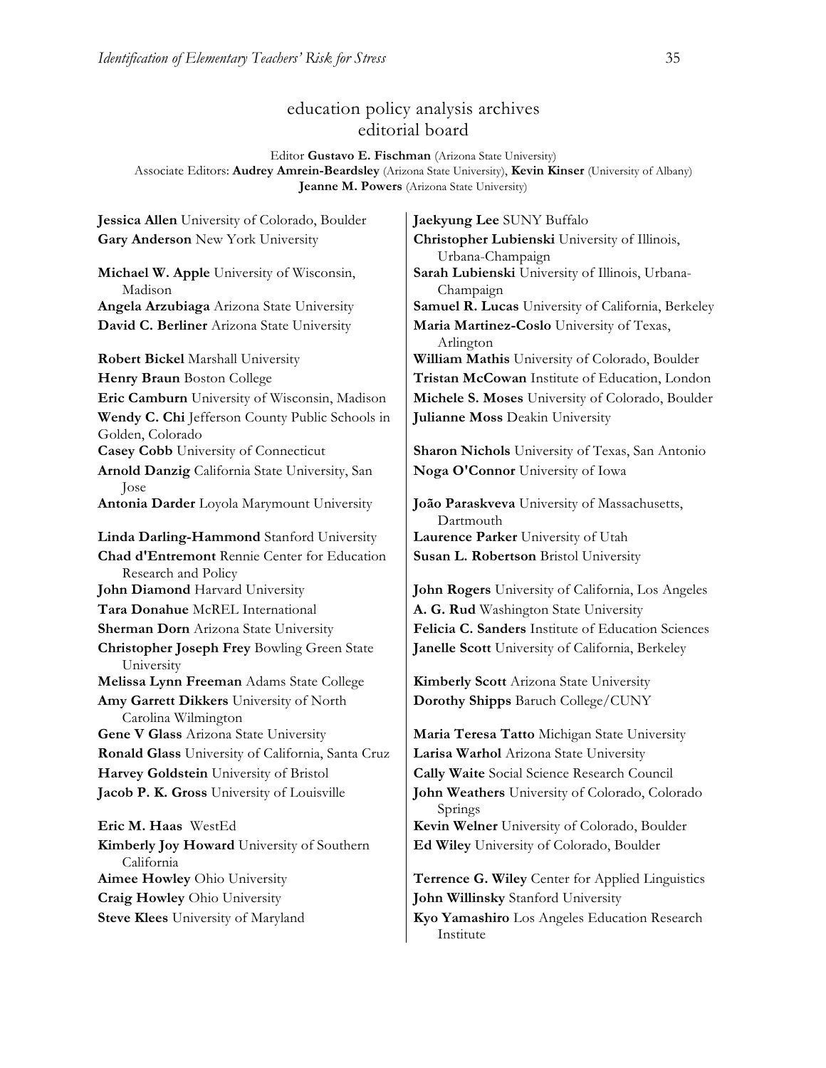# education policy analysis archives
## editorial board

Editor **Gustavo E. Fischman** (Arizona State University)
Associate Editors: **Audrey Amrein-Beardsley** (Arizona State University), **Kevin Kinser** (University of Albany)
**Jeanne M. Powers** (Arizona State University)

**Jessica Allen** University of Colorado, Boulder
**Gary Anderson** New York University
**Michael W. Apple** University of Wisconsin, Madison
**Angela Arzubiaga** Arizona State University
**David C. Berliner** Arizona State University
**Robert Bickel** Marshall University
**Henry Braun** Boston College
**Eric Camburn** University of Wisconsin, Madison
**Wendy C. Chi** Jefferson County Public Schools in Golden, Colorado
**Casey Cobb** University of Connecticut
**Arnold Danzig** California State University, San Jose
**Antonia Darder** Loyola Marymount University
**Linda Darling-Hammond** Stanford University
**Chad d'Entremont** Rennie Center for Education Research and Policy
**John Diamond** Harvard University
**Tara Donahue** McREL International
**Sherman Dorn** Arizona State University
**Christopher Joseph Frey** Bowling Green State University
**Melissa Lynn Freeman** Adams State College
**Amy Garrett Dikkers** University of North Carolina Wilmington
**Gene V Glass** Arizona State University
**Ronald Glass** University of California, Santa Cruz
**Harvey Goldstein** University of Bristol
**Jacob P. K. Gross** University of Louisville
**Eric M. Haas** WestEd
**Kimberly Joy Howard** University of Southern California
**Aimee Howley** Ohio University
**Craig Howley** Ohio University
**Steve Klees** University of Maryland
**Jaekyung Lee** SUNY Buffalo
**Christopher Lubienski** University of Illinois, Urbana-Champaign
**Sarah Lubienski** University of Illinois, Urbana-Champaign
**Samuel R. Lucas** University of California, Berkeley
**Maria Martinez-Coslo** University of Texas, Arlington
**William Mathis** University of Colorado, Boulder
**Tristan McCowan** Institute of Education, London
**Michele S. Moses** University of Colorado, Boulder
**Julianne Moss** Deakin University
**Sharon Nichols** University of Texas, San Antonio
**Noga O'Connor** University of Iowa
**João Paraskveva** University of Massachusetts, Dartmouth
**Laurence Parker** University of Utah
**Susan L. Robertson** Bristol University
**John Rogers** University of California, Los Angeles
**A. G. Rud** Washington State University
**Felicia C. Sanders** Institute of Education Sciences
**Janelle Scott** University of California, Berkeley
**Kimberly Scott** Arizona State University
**Dorothy Shipps** Baruch College/CUNY
**Maria Teresa Tatto** Michigan State University
**Larisa Warhol** Arizona State University
**Cally Waite** Social Science Research Council
**John Weathers** University of Colorado, Colorado Springs
**Kevin Welner** University of Colorado, Boulder
**Ed Wiley** University of Colorado, Boulder
**Terrence G. Wiley** Center for Applied Linguistics
**John Willinsky** Stanford University
**Kyo Yamashiro** Los Angeles Education Research Institute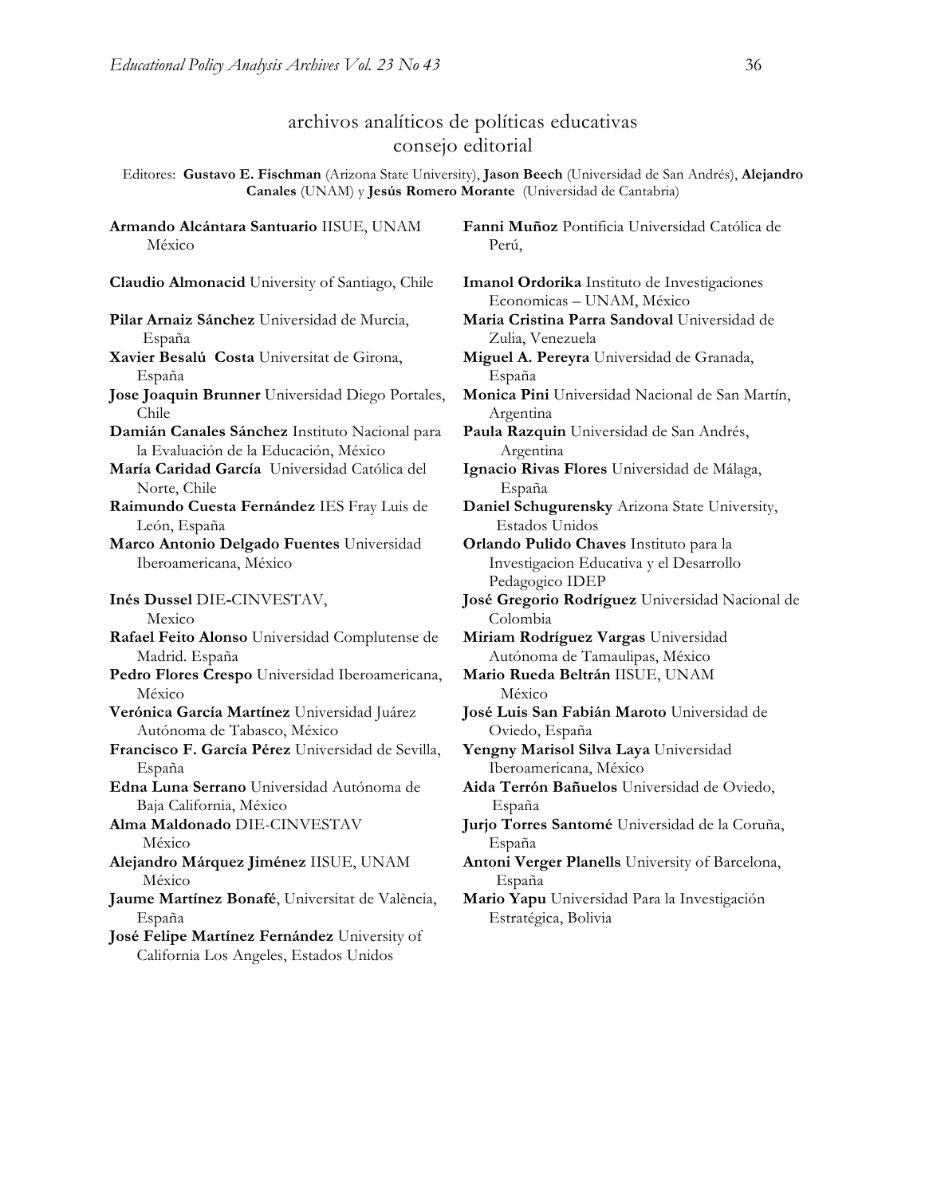# archivos analíticos de políticas educativas
## consejo editorial

Editores: **Gustavo E. Fischman** (Arizona State University), **Jason Beech** (Universidad de San Andrés), **Alejandro Canales** (UNAM) y **Jesús Romero Morante** (Universidad de Cantabria)

**Armando Alcántara Santuario** IISUE, UNAM México

**Claudio Almonacid** University of Santiago, Chile

**Pilar Arnaiz Sánchez** Universidad de Murcia, España

**Xavier Besalú Costa** Universitat de Girona, España

**Jose Joaquin Brunner** Universidad Diego Portales, Chile

**Damián Canales Sánchez** Instituto Nacional para la Evaluación de la Educación, México

**María Caridad García** Universidad Católica del Norte, Chile

**Raimundo Cuesta Fernández** IES Fray Luis de León, España

**Marco Antonio Delgado Fuentes** Universidad Iberoamericana, México

**Inés Dussel** DIE-CINVESTAV, Mexico

**Rafael Feito Alonso** Universidad Complutense de Madrid. España

**Pedro Flores Crespo** Universidad Iberoamericana, México

**Verónica García Martínez** Universidad Juárez Autónoma de Tabasco, México

**Francisco F. García Pérez** Universidad de Sevilla, España

**Edna Luna Serrano** Universidad Autónoma de Baja California, México

**Alma Maldonado** DIE-CINVESTAV México

**Alejandro Márquez Jiménez** IISUE, UNAM México

**Jaume Martínez Bonafé**, Universitat de València, España

**José Felipe Martínez Fernández** University of California Los Angeles, Estados Unidos

**Fanni Muñoz** Pontificia Universidad Católica de Perú,

**Imanol Ordorika** Instituto de Investigaciones Economicas – UNAM, México

**Maria Cristina Parra Sandoval** Universidad de Zulia, Venezuela

**Miguel A. Pereyra** Universidad de Granada, España

**Monica Pini** Universidad Nacional de San Martín, Argentina

**Paula Razquin** Universidad de San Andrés, Argentina

**Ignacio Rivas Flores** Universidad de Málaga, España

**Daniel Schugurensky** Arizona State University, Estados Unidos

**Orlando Pulido Chaves** Instituto para la Investigacion Educativa y el Desarrollo Pedagogico IDEP

**José Gregorio Rodríguez** Universidad Nacional de Colombia

**Miriam Rodríguez Vargas** Universidad Autónoma de Tamaulipas, México

**Mario Rueda Beltrán** IISUE, UNAM México

**José Luis San Fabián Maroto** Universidad de Oviedo, España

**Yengny Marisol Silva Laya** Universidad Iberoamericana, México

**Aida Terrón Bañuelos** Universidad de Oviedo, España

**Jurjo Torres Santomé** Universidad de la Coruña, España

**Antoni Verger Planells** University of Barcelona, España

**Mario Yapu** Universidad Para la Investigación Estratégica, Bolivia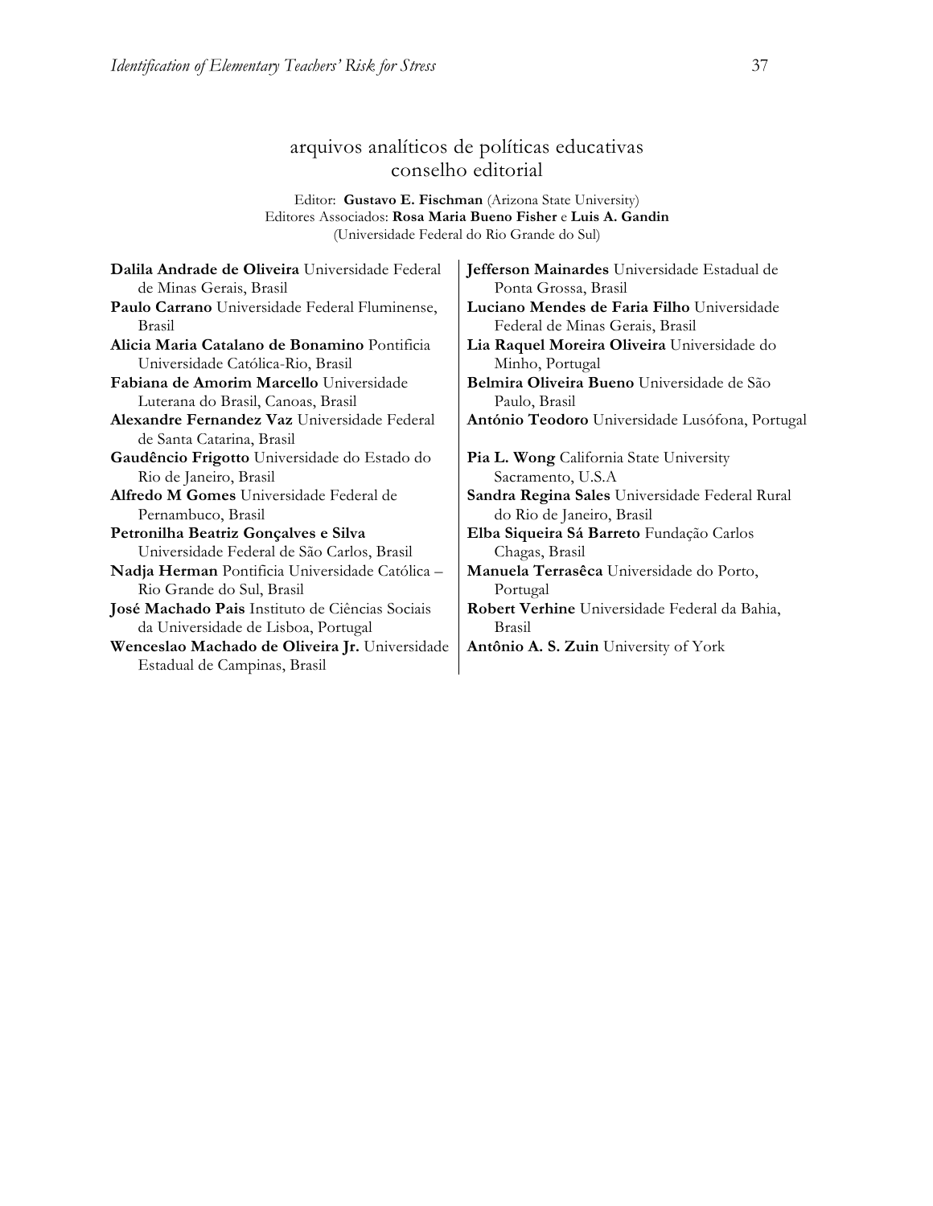## arquivos analíticos de políticas educativas
## conselho editorial

Editor: **Gustavo E. Fischman** (Arizona State University)
Editores Associados: **Rosa Maria Bueno Fisher** e **Luis A. Gandin**
(Universidade Federal do Rio Grande do Sul)

**Dalila Andrade de Oliveira** Universidade Federal de Minas Gerais, Brasil

**Paulo Carrano** Universidade Federal Fluminense, Brasil

**Alicia Maria Catalano de Bonamino** Pontificia Universidade Católica-Rio, Brasil

**Fabiana de Amorim Marcello** Universidade Luterana do Brasil, Canoas, Brasil

**Alexandre Fernandez Vaz** Universidade Federal de Santa Catarina, Brasil

**Gaudêncio Frigotto** Universidade do Estado do Rio de Janeiro, Brasil

**Alfredo M Gomes** Universidade Federal de Pernambuco, Brasil

**Petronilha Beatriz Gonçalves e Silva** Universidade Federal de São Carlos, Brasil

**Nadja Herman** Pontificia Universidade Católica – Rio Grande do Sul, Brasil

**José Machado Pais** Instituto de Ciências Sociais da Universidade de Lisboa, Portugal

**Wenceslao Machado de Oliveira Jr.** Universidade Estadual de Campinas, Brasil

**Jefferson Mainardes** Universidade Estadual de Ponta Grossa, Brasil

**Luciano Mendes de Faria Filho** Universidade Federal de Minas Gerais, Brasil

**Lia Raquel Moreira Oliveira** Universidade do Minho, Portugal

**Belmira Oliveira Bueno** Universidade de São Paulo, Brasil

**António Teodoro** Universidade Lusófona, Portugal

**Pia L. Wong** California State University Sacramento, U.S.A

**Sandra Regina Sales** Universidade Federal Rural do Rio de Janeiro, Brasil

**Elba Siqueira Sá Barreto** Fundação Carlos Chagas, Brasil

**Manuela Terrasêca** Universidade do Porto, Portugal

**Robert Verhine** Universidade Federal da Bahia, Brasil

**Antônio A. S. Zuin** University of York